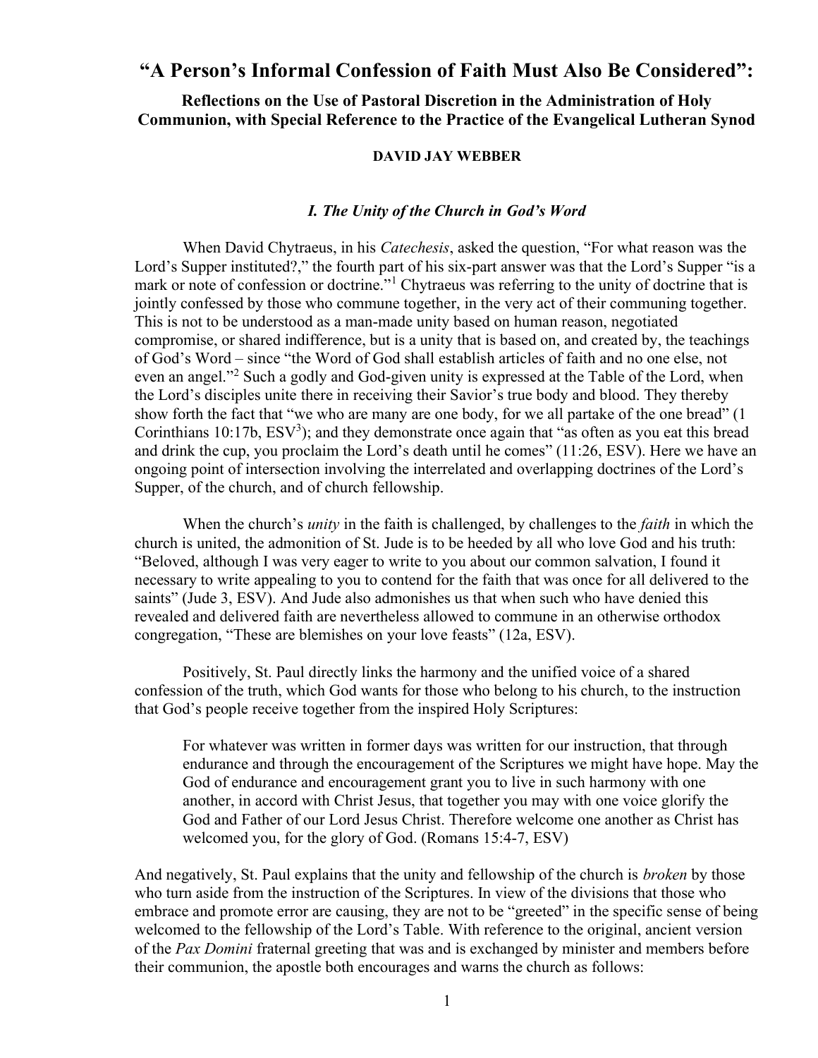# "A Person's Informal Confession of Faith Must Also Be Considered":

## Reflections on the Use of Pastoral Discretion in the Administration of Holy Communion, with Special Reference to the Practice of the Evangelical Lutheran Synod

**DAVID JAY WEBBER**

### *I. The Unity of the Church in God's Word*

When David Chytraeus, in his *Catechesis*, asked the question, "For what reason was the Lord's Supper instituted?," the fourth part of his six-part answer was that the Lord's Supper "is a mark or note of confession or doctrine."[1] Chytraeus was referring to the unity of doctrine that is jointly confessed by those who commune together, in the very act of their communing together. This is not to be understood as a man-made unity based on human reason, negotiated compromise, or shared indifference, but is a unity that is based on, and created by, the teachings of God's Word – since "the Word of God shall establish articles of faith and no one else, not even an angel."[2] Such a godly and God-given unity is expressed at the Table of the Lord, when the Lord's disciples unite there in receiving their Savior's true body and blood. They thereby show forth the fact that "we who are many are one body, for we all partake of the one bread" (1 Corinthians 10:17b, ESV[3]); and they demonstrate once again that "as often as you eat this bread and drink the cup, you proclaim the Lord's death until he comes" (11:26, ESV). Here we have an ongoing point of intersection involving the interrelated and overlapping doctrines of the Lord's Supper, of the church, and of church fellowship.

When the church's *unity* in the faith is challenged, by challenges to the *faith* in which the church is united, the admonition of St. Jude is to be heeded by all who love God and his truth: "Beloved, although I was very eager to write to you about our common salvation, I found it necessary to write appealing to you to contend for the faith that was once for all delivered to the saints" (Jude 3, ESV). And Jude also admonishes us that when such who have denied this revealed and delivered faith are nevertheless allowed to commune in an otherwise orthodox congregation, "These are blemishes on your love feasts" (12a, ESV).

Positively, St. Paul directly links the harmony and the unified voice of a shared confession of the truth, which God wants for those who belong to his church, to the instruction that God's people receive together from the inspired Holy Scriptures:

> For whatever was written in former days was written for our instruction, that through endurance and through the encouragement of the Scriptures we might have hope. May the God of endurance and encouragement grant you to live in such harmony with one another, in accord with Christ Jesus, that together you may with one voice glorify the God and Father of our Lord Jesus Christ. Therefore welcome one another as Christ has welcomed you, for the glory of God. (Romans 15:4-7, ESV)

And negatively, St. Paul explains that the unity and fellowship of the church is *broken* by those who turn aside from the instruction of the Scriptures. In view of the divisions that those who embrace and promote error are causing, they are not to be "greeted" in the specific sense of being welcomed to the fellowship of the Lord's Table. With reference to the original, ancient version of the *Pax Domini* fraternal greeting that was and is exchanged by minister and members before their communion, the apostle both encourages and warns the church as follows: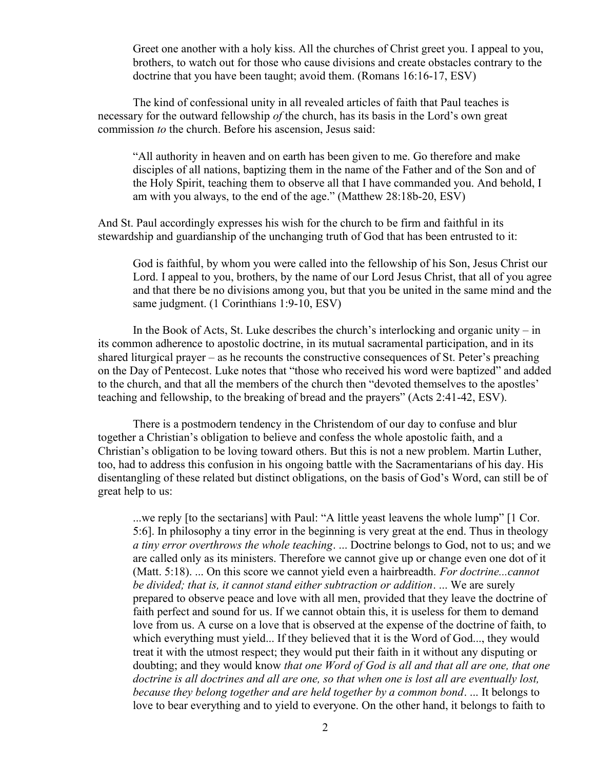> Greet one another with a holy kiss. All the churches of Christ greet you. I appeal to you, brothers, to watch out for those who cause divisions and create obstacles contrary to the doctrine that you have been taught; avoid them. (Romans 16:16-17, ESV)

The kind of confessional unity in all revealed articles of faith that Paul teaches is necessary for the outward fellowship *of* the church, has its basis in the Lord's own great commission *to* the church. Before his ascension, Jesus said:

> "All authority in heaven and on earth has been given to me. Go therefore and make disciples of all nations, baptizing them in the name of the Father and of the Son and of the Holy Spirit, teaching them to observe all that I have commanded you. And behold, I am with you always, to the end of the age." (Matthew 28:18b-20, ESV)

And St. Paul accordingly expresses his wish for the church to be firm and faithful in its stewardship and guardianship of the unchanging truth of God that has been entrusted to it:

> God is faithful, by whom you were called into the fellowship of his Son, Jesus Christ our Lord. I appeal to you, brothers, by the name of our Lord Jesus Christ, that all of you agree and that there be no divisions among you, but that you be united in the same mind and the same judgment. (1 Corinthians 1:9-10, ESV)

In the Book of Acts, St. Luke describes the church's interlocking and organic unity – in its common adherence to apostolic doctrine, in its mutual sacramental participation, and in its shared liturgical prayer – as he recounts the constructive consequences of St. Peter's preaching on the Day of Pentecost. Luke notes that "those who received his word were baptized" and added to the church, and that all the members of the church then "devoted themselves to the apostles' teaching and fellowship, to the breaking of bread and the prayers" (Acts 2:41-42, ESV).

There is a postmodern tendency in the Christendom of our day to confuse and blur together a Christian's obligation to believe and confess the whole apostolic faith, and a Christian's obligation to be loving toward others. But this is not a new problem. Martin Luther, too, had to address this confusion in his ongoing battle with the Sacramentarians of his day. His disentangling of these related but distinct obligations, on the basis of God's Word, can still be of great help to us:

> ...we reply [to the sectarians] with Paul: "A little yeast leavens the whole lump" [1 Cor. 5:6]. In philosophy a tiny error in the beginning is very great at the end. Thus in theology *a tiny error overthrows the whole teaching*. ... Doctrine belongs to God, not to us; and we are called only as its ministers. Therefore we cannot give up or change even one dot of it (Matt. 5:18). ... On this score we cannot yield even a hairbreadth. *For doctrine...cannot be divided; that is, it cannot stand either subtraction or addition*. ... We are surely prepared to observe peace and love with all men, provided that they leave the doctrine of faith perfect and sound for us. If we cannot obtain this, it is useless for them to demand love from us. A curse on a love that is observed at the expense of the doctrine of faith, to which everything must yield... If they believed that it is the Word of God..., they would treat it with the utmost respect; they would put their faith in it without any disputing or doubting; and they would know *that one Word of God is all and that all are one, that one doctrine is all doctrines and all are one, so that when one is lost all are eventually lost, because they belong together and are held together by a common bond*. ... It belongs to love to bear everything and to yield to everyone. On the other hand, it belongs to faith to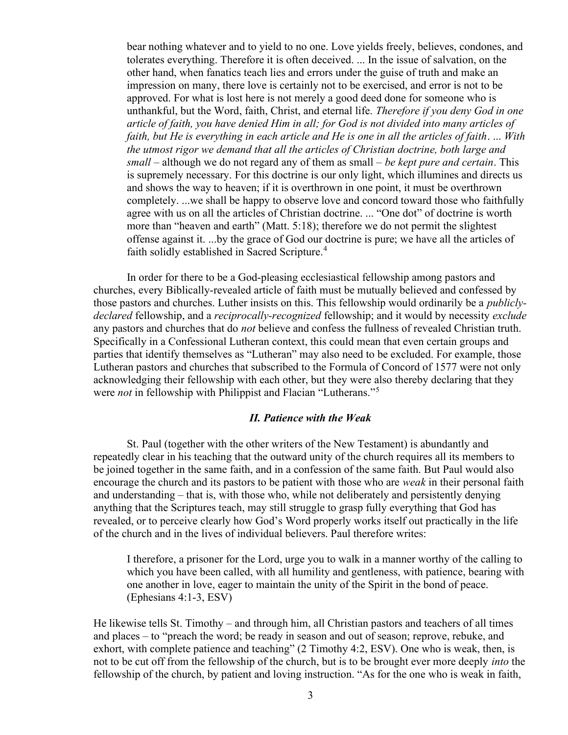> bear nothing whatever and to yield to no one. Love yields freely, believes, condones, and tolerates everything. Therefore it is often deceived. ... In the issue of salvation, on the other hand, when fanatics teach lies and errors under the guise of truth and make an impression on many, there love is certainly not to be exercised, and error is not to be approved. For what is lost here is not merely a good deed done for someone who is unthankful, but the Word, faith, Christ, and eternal life. *Therefore if you deny God in one article of faith, you have denied Him in all; for God is not divided into many articles of faith, but He is everything in each article and He is one in all the articles of faith*. ... *With the utmost rigor we demand that all the articles of Christian doctrine, both large and small* – although we do not regard any of them as small – *be kept pure and certain*. This is supremely necessary. For this doctrine is our only light, which illumines and directs us and shows the way to heaven; if it is overthrown in one point, it must be overthrown completely. ...we shall be happy to observe love and concord toward those who faithfully agree with us on all the articles of Christian doctrine. ... "One dot" of doctrine is worth more than "heaven and earth" (Matt. 5:18); therefore we do not permit the slightest offense against it. ...by the grace of God our doctrine is pure; we have all the articles of faith solidly established in Sacred Scripture.[4]

In order for there to be a God-pleasing ecclesiastical fellowship among pastors and churches, every Biblically-revealed article of faith must be mutually believed and confessed by those pastors and churches. Luther insists on this. This fellowship would ordinarily be a *publicly-declared* fellowship, and a *reciprocally-recognized* fellowship; and it would by necessity *exclude* any pastors and churches that do *not* believe and confess the fullness of revealed Christian truth. Specifically in a Confessional Lutheran context, this could mean that even certain groups and parties that identify themselves as "Lutheran" may also need to be excluded. For example, those Lutheran pastors and churches that subscribed to the Formula of Concord of 1577 were not only acknowledging their fellowship with each other, but they were also thereby declaring that they were *not* in fellowship with Philippist and Flacian "Lutherans."[5]

### *II. Patience with the Weak*

St. Paul (together with the other writers of the New Testament) is abundantly and repeatedly clear in his teaching that the outward unity of the church requires all its members to be joined together in the same faith, and in a confession of the same faith. But Paul would also encourage the church and its pastors to be patient with those who are *weak* in their personal faith and understanding – that is, with those who, while not deliberately and persistently denying anything that the Scriptures teach, may still struggle to grasp fully everything that God has revealed, or to perceive clearly how God's Word properly works itself out practically in the life of the church and in the lives of individual believers. Paul therefore writes:

> I therefore, a prisoner for the Lord, urge you to walk in a manner worthy of the calling to which you have been called, with all humility and gentleness, with patience, bearing with one another in love, eager to maintain the unity of the Spirit in the bond of peace. (Ephesians 4:1-3, ESV)

He likewise tells St. Timothy – and through him, all Christian pastors and teachers of all times and places – to "preach the word; be ready in season and out of season; reprove, rebuke, and exhort, with complete patience and teaching" (2 Timothy 4:2, ESV). One who is weak, then, is not to be cut off from the fellowship of the church, but is to be brought ever more deeply *into* the fellowship of the church, by patient and loving instruction. "As for the one who is weak in faith,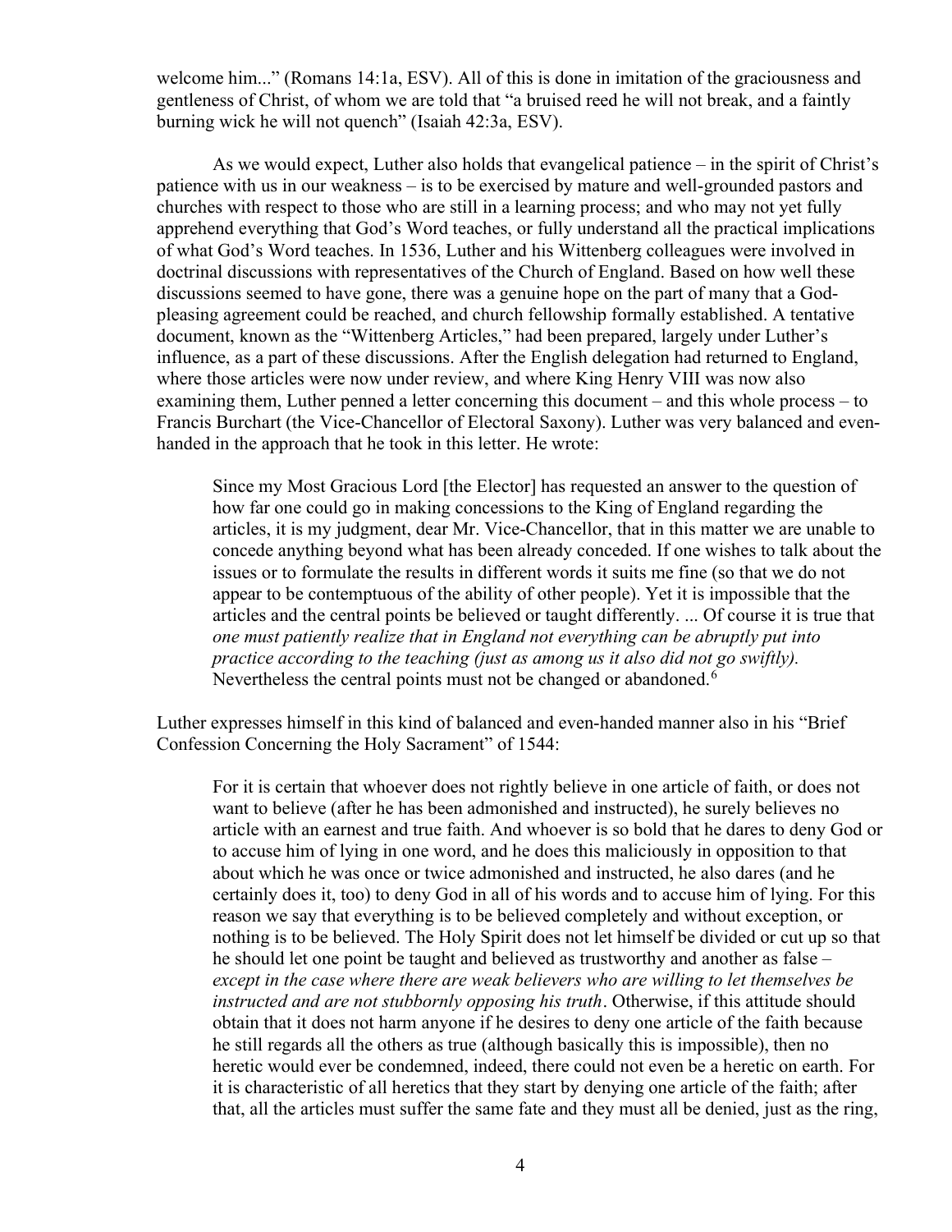welcome him..." (Romans 14:1a, ESV). All of this is done in imitation of the graciousness and gentleness of Christ, of whom we are told that "a bruised reed he will not break, and a faintly burning wick he will not quench" (Isaiah 42:3a, ESV).

As we would expect, Luther also holds that evangelical patience – in the spirit of Christ's patience with us in our weakness – is to be exercised by mature and well-grounded pastors and churches with respect to those who are still in a learning process; and who may not yet fully apprehend everything that God's Word teaches, or fully understand all the practical implications of what God's Word teaches. In 1536, Luther and his Wittenberg colleagues were involved in doctrinal discussions with representatives of the Church of England. Based on how well these discussions seemed to have gone, there was a genuine hope on the part of many that a God-pleasing agreement could be reached, and church fellowship formally established. A tentative document, known as the "Wittenberg Articles," had been prepared, largely under Luther's influence, as a part of these discussions. After the English delegation had returned to England, where those articles were now under review, and where King Henry VIII was now also examining them, Luther penned a letter concerning this document – and this whole process – to Francis Burchart (the Vice-Chancellor of Electoral Saxony). Luther was very balanced and even-handed in the approach that he took in this letter. He wrote:

> Since my Most Gracious Lord [the Elector] has requested an answer to the question of how far one could go in making concessions to the King of England regarding the articles, it is my judgment, dear Mr. Vice-Chancellor, that in this matter we are unable to concede anything beyond what has been already conceded. If one wishes to talk about the issues or to formulate the results in different words it suits me fine (so that we do not appear to be contemptuous of the ability of other people). Yet it is impossible that the articles and the central points be believed or taught differently. ... Of course it is true that *one must patiently realize that in England not everything can be abruptly put into practice according to the teaching (just as among us it also did not go swiftly).* Nevertheless the central points must not be changed or abandoned.[6]

Luther expresses himself in this kind of balanced and even-handed manner also in his "Brief Confession Concerning the Holy Sacrament" of 1544:

> For it is certain that whoever does not rightly believe in one article of faith, or does not want to believe (after he has been admonished and instructed), he surely believes no article with an earnest and true faith. And whoever is so bold that he dares to deny God or to accuse him of lying in one word, and he does this maliciously in opposition to that about which he was once or twice admonished and instructed, he also dares (and he certainly does it, too) to deny God in all of his words and to accuse him of lying. For this reason we say that everything is to be believed completely and without exception, or nothing is to be believed. The Holy Spirit does not let himself be divided or cut up so that he should let one point be taught and believed as trustworthy and another as false – *except in the case where there are weak believers who are willing to let themselves be instructed and are not stubbornly opposing his truth*. Otherwise, if this attitude should obtain that it does not harm anyone if he desires to deny one article of the faith because he still regards all the others as true (although basically this is impossible), then no heretic would ever be condemned, indeed, there could not even be a heretic on earth. For it is characteristic of all heretics that they start by denying one article of the faith; after that, all the articles must suffer the same fate and they must all be denied, just as the ring,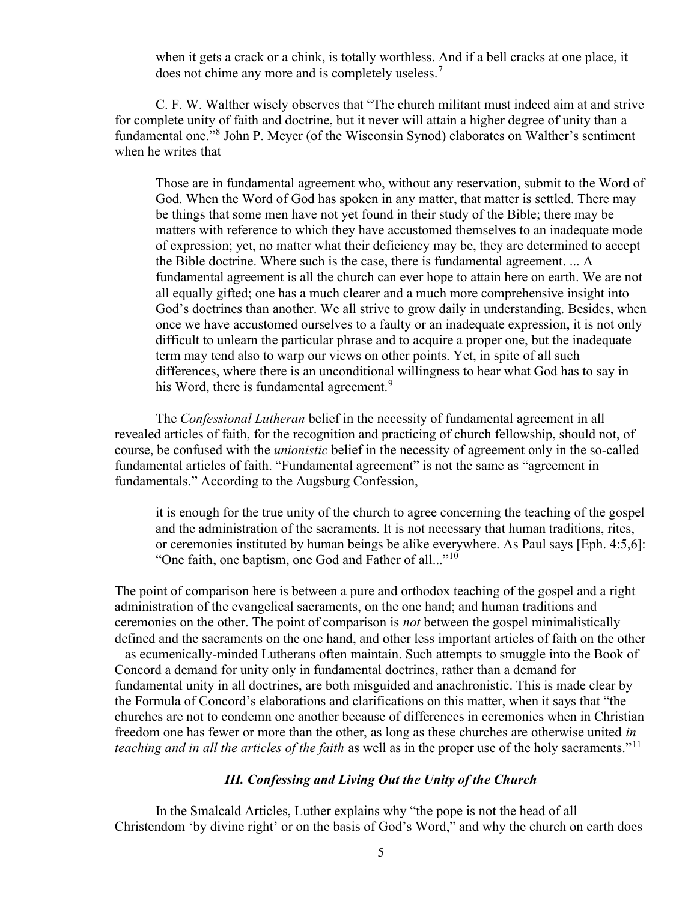> when it gets a crack or a chink, is totally worthless. And if a bell cracks at one place, it does not chime any more and is completely useless.[7]

C. F. W. Walther wisely observes that "The church militant must indeed aim at and strive for complete unity of faith and doctrine, but it never will attain a higher degree of unity than a fundamental one."[8] John P. Meyer (of the Wisconsin Synod) elaborates on Walther's sentiment when he writes that

> Those are in fundamental agreement who, without any reservation, submit to the Word of God. When the Word of God has spoken in any matter, that matter is settled. There may be things that some men have not yet found in their study of the Bible; there may be matters with reference to which they have accustomed themselves to an inadequate mode of expression; yet, no matter what their deficiency may be, they are determined to accept the Bible doctrine. Where such is the case, there is fundamental agreement. ... A fundamental agreement is all the church can ever hope to attain here on earth. We are not all equally gifted; one has a much clearer and a much more comprehensive insight into God's doctrines than another. We all strive to grow daily in understanding. Besides, when once we have accustomed ourselves to a faulty or an inadequate expression, it is not only difficult to unlearn the particular phrase and to acquire a proper one, but the inadequate term may tend also to warp our views on other points. Yet, in spite of all such differences, where there is an unconditional willingness to hear what God has to say in his Word, there is fundamental agreement.[9]

The *Confessional Lutheran* belief in the necessity of fundamental agreement in all revealed articles of faith, for the recognition and practicing of church fellowship, should not, of course, be confused with the *unionistic* belief in the necessity of agreement only in the so-called fundamental articles of faith. "Fundamental agreement" is not the same as "agreement in fundamentals." According to the Augsburg Confession,

> it is enough for the true unity of the church to agree concerning the teaching of the gospel and the administration of the sacraments. It is not necessary that human traditions, rites, or ceremonies instituted by human beings be alike everywhere. As Paul says [Eph. 4:5,6]: "One faith, one baptism, one God and Father of all..."[10]

The point of comparison here is between a pure and orthodox teaching of the gospel and a right administration of the evangelical sacraments, on the one hand; and human traditions and ceremonies on the other. The point of comparison is *not* between the gospel minimalistically defined and the sacraments on the one hand, and other less important articles of faith on the other – as ecumenically-minded Lutherans often maintain. Such attempts to smuggle into the Book of Concord a demand for unity only in fundamental doctrines, rather than a demand for fundamental unity in all doctrines, are both misguided and anachronistic. This is made clear by the Formula of Concord's elaborations and clarifications on this matter, when it says that "the churches are not to condemn one another because of differences in ceremonies when in Christian freedom one has fewer or more than the other, as long as these churches are otherwise united *in teaching and in all the articles of the faith* as well as in the proper use of the holy sacraments."[11]

### *III. Confessing and Living Out the Unity of the Church*

In the Smalcald Articles, Luther explains why "the pope is not the head of all Christendom 'by divine right' or on the basis of God's Word," and why the church on earth does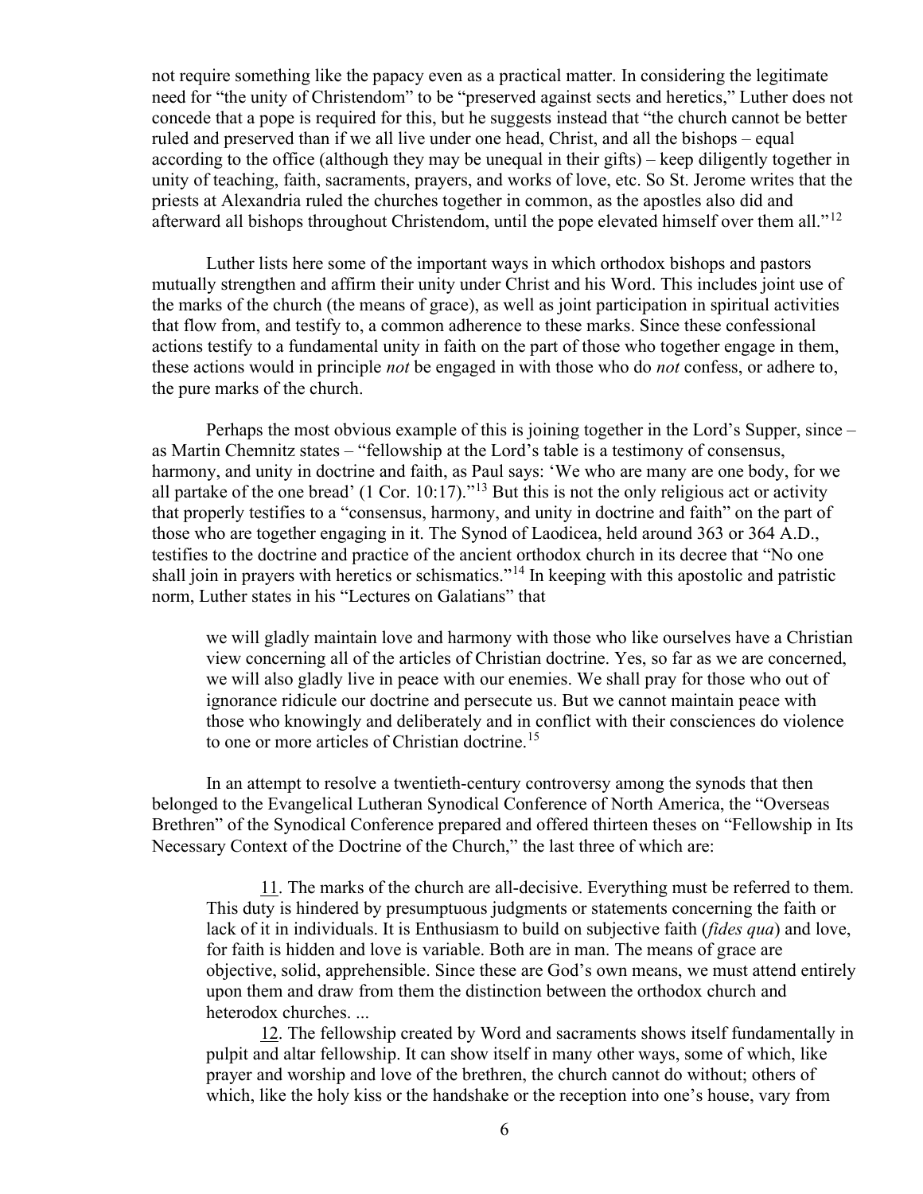not require something like the papacy even as a practical matter. In considering the legitimate need for "the unity of Christendom" to be "preserved against sects and heretics," Luther does not concede that a pope is required for this, but he suggests instead that "the church cannot be better ruled and preserved than if we all live under one head, Christ, and all the bishops – equal according to the office (although they may be unequal in their gifts) – keep diligently together in unity of teaching, faith, sacraments, prayers, and works of love, etc. So St. Jerome writes that the priests at Alexandria ruled the churches together in common, as the apostles also did and afterward all bishops throughout Christendom, until the pope elevated himself over them all."[12]

Luther lists here some of the important ways in which orthodox bishops and pastors mutually strengthen and affirm their unity under Christ and his Word. This includes joint use of the marks of the church (the means of grace), as well as joint participation in spiritual activities that flow from, and testify to, a common adherence to these marks. Since these confessional actions testify to a fundamental unity in faith on the part of those who together engage in them, these actions would in principle *not* be engaged in with those who do *not* confess, or adhere to, the pure marks of the church.

Perhaps the most obvious example of this is joining together in the Lord's Supper, since – as Martin Chemnitz states – "fellowship at the Lord's table is a testimony of consensus, harmony, and unity in doctrine and faith, as Paul says: 'We who are many are one body, for we all partake of the one bread' (1 Cor. 10:17)."[13] But this is not the only religious act or activity that properly testifies to a "consensus, harmony, and unity in doctrine and faith" on the part of those who are together engaging in it. The Synod of Laodicea, held around 363 or 364 A.D., testifies to the doctrine and practice of the ancient orthodox church in its decree that "No one shall join in prayers with heretics or schismatics."[14] In keeping with this apostolic and patristic norm, Luther states in his "Lectures on Galatians" that

> we will gladly maintain love and harmony with those who like ourselves have a Christian view concerning all of the articles of Christian doctrine. Yes, so far as we are concerned, we will also gladly live in peace with our enemies. We shall pray for those who out of ignorance ridicule our doctrine and persecute us. But we cannot maintain peace with those who knowingly and deliberately and in conflict with their consciences do violence to one or more articles of Christian doctrine.[15]

In an attempt to resolve a twentieth-century controversy among the synods that then belonged to the Evangelical Lutheran Synodical Conference of North America, the "Overseas Brethren" of the Synodical Conference prepared and offered thirteen theses on "Fellowship in Its Necessary Context of the Doctrine of the Church," the last three of which are:

> 11. The marks of the church are all-decisive. Everything must be referred to them. This duty is hindered by presumptuous judgments or statements concerning the faith or lack of it in individuals. It is Enthusiasm to build on subjective faith (*fides qua*) and love, for faith is hidden and love is variable. Both are in man. The means of grace are objective, solid, apprehensible. Since these are God's own means, we must attend entirely upon them and draw from them the distinction between the orthodox church and heterodox churches. ...
>
> 12. The fellowship created by Word and sacraments shows itself fundamentally in pulpit and altar fellowship. It can show itself in many other ways, some of which, like prayer and worship and love of the brethren, the church cannot do without; others of which, like the holy kiss or the handshake or the reception into one's house, vary from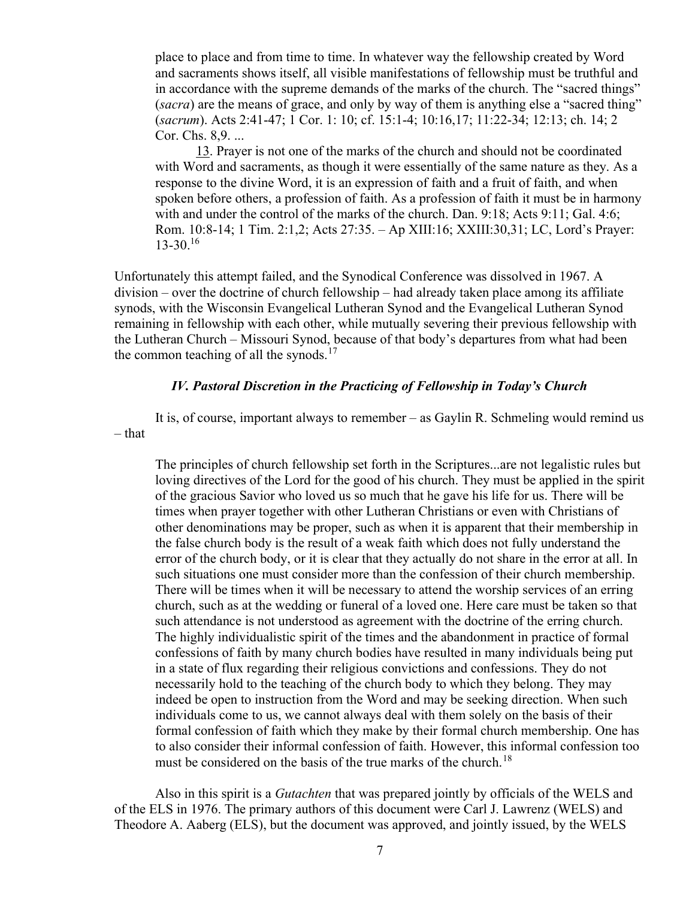> place to place and from time to time. In whatever way the fellowship created by Word and sacraments shows itself, all visible manifestations of fellowship must be truthful and in accordance with the supreme demands of the marks of the church. The "sacred things" (*sacra*) are the means of grace, and only by way of them is anything else a "sacred thing" (*sacrum*). Acts 2:41-47; 1 Cor. 1: 10; cf. 15:1-4; 10:16,17; 11:22-34; 12:13; ch. 14; 2 Cor. Chs. 8,9. ...
>
> 13. Prayer is not one of the marks of the church and should not be coordinated with Word and sacraments, as though it were essentially of the same nature as they. As a response to the divine Word, it is an expression of faith and a fruit of faith, and when spoken before others, a profession of faith. As a profession of faith it must be in harmony with and under the control of the marks of the church. Dan. 9:18; Acts 9:11; Gal. 4:6; Rom. 10:8-14; 1 Tim. 2:1,2; Acts 27:35. – Ap XIII:16; XXIII:30,31; LC, Lord's Prayer: 13-30.[16]

Unfortunately this attempt failed, and the Synodical Conference was dissolved in 1967. A division – over the doctrine of church fellowship – had already taken place among its affiliate synods, with the Wisconsin Evangelical Lutheran Synod and the Evangelical Lutheran Synod remaining in fellowship with each other, while mutually severing their previous fellowship with the Lutheran Church – Missouri Synod, because of that body's departures from what had been the common teaching of all the synods.[17]

### *IV. Pastoral Discretion in the Practicing of Fellowship in Today's Church*

It is, of course, important always to remember – as Gaylin R. Schmeling would remind us – that

> The principles of church fellowship set forth in the Scriptures...are not legalistic rules but loving directives of the Lord for the good of his church. They must be applied in the spirit of the gracious Savior who loved us so much that he gave his life for us. There will be times when prayer together with other Lutheran Christians or even with Christians of other denominations may be proper, such as when it is apparent that their membership in the false church body is the result of a weak faith which does not fully understand the error of the church body, or it is clear that they actually do not share in the error at all. In such situations one must consider more than the confession of their church membership. There will be times when it will be necessary to attend the worship services of an erring church, such as at the wedding or funeral of a loved one. Here care must be taken so that such attendance is not understood as agreement with the doctrine of the erring church. The highly individualistic spirit of the times and the abandonment in practice of formal confessions of faith by many church bodies have resulted in many individuals being put in a state of flux regarding their religious convictions and confessions. They do not necessarily hold to the teaching of the church body to which they belong. They may indeed be open to instruction from the Word and may be seeking direction. When such individuals come to us, we cannot always deal with them solely on the basis of their formal confession of faith which they make by their formal church membership. One has to also consider their informal confession of faith. However, this informal confession too must be considered on the basis of the true marks of the church.[18]

Also in this spirit is a *Gutachten* that was prepared jointly by officials of the WELS and of the ELS in 1976. The primary authors of this document were Carl J. Lawrenz (WELS) and Theodore A. Aaberg (ELS), but the document was approved, and jointly issued, by the WELS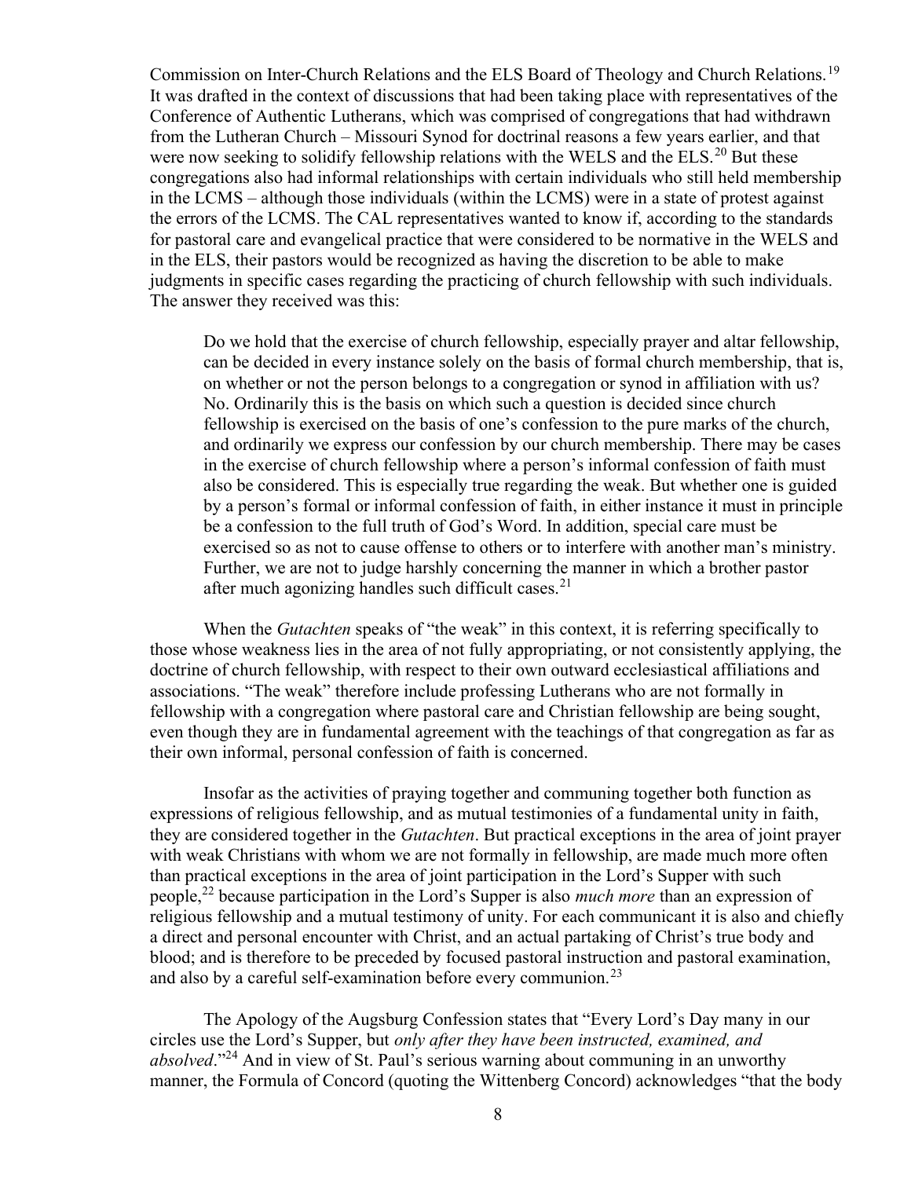Commission on Inter-Church Relations and the ELS Board of Theology and Church Relations.[19] It was drafted in the context of discussions that had been taking place with representatives of the Conference of Authentic Lutherans, which was comprised of congregations that had withdrawn from the Lutheran Church – Missouri Synod for doctrinal reasons a few years earlier, and that were now seeking to solidify fellowship relations with the WELS and the ELS.[20] But these congregations also had informal relationships with certain individuals who still held membership in the LCMS – although those individuals (within the LCMS) were in a state of protest against the errors of the LCMS. The CAL representatives wanted to know if, according to the standards for pastoral care and evangelical practice that were considered to be normative in the WELS and in the ELS, their pastors would be recognized as having the discretion to be able to make judgments in specific cases regarding the practicing of church fellowship with such individuals. The answer they received was this:

> Do we hold that the exercise of church fellowship, especially prayer and altar fellowship, can be decided in every instance solely on the basis of formal church membership, that is, on whether or not the person belongs to a congregation or synod in affiliation with us? No. Ordinarily this is the basis on which such a question is decided since church fellowship is exercised on the basis of one's confession to the pure marks of the church, and ordinarily we express our confession by our church membership. There may be cases in the exercise of church fellowship where a person's informal confession of faith must also be considered. This is especially true regarding the weak. But whether one is guided by a person's formal or informal confession of faith, in either instance it must in principle be a confession to the full truth of God's Word. In addition, special care must be exercised so as not to cause offense to others or to interfere with another man's ministry. Further, we are not to judge harshly concerning the manner in which a brother pastor after much agonizing handles such difficult cases.[21]

When the *Gutachten* speaks of "the weak" in this context, it is referring specifically to those whose weakness lies in the area of not fully appropriating, or not consistently applying, the doctrine of church fellowship, with respect to their own outward ecclesiastical affiliations and associations. "The weak" therefore include professing Lutherans who are not formally in fellowship with a congregation where pastoral care and Christian fellowship are being sought, even though they are in fundamental agreement with the teachings of that congregation as far as their own informal, personal confession of faith is concerned.

Insofar as the activities of praying together and communing together both function as expressions of religious fellowship, and as mutual testimonies of a fundamental unity in faith, they are considered together in the *Gutachten*. But practical exceptions in the area of joint prayer with weak Christians with whom we are not formally in fellowship, are made much more often than practical exceptions in the area of joint participation in the Lord's Supper with such people,[22] because participation in the Lord's Supper is also *much more* than an expression of religious fellowship and a mutual testimony of unity. For each communicant it is also and chiefly a direct and personal encounter with Christ, and an actual partaking of Christ's true body and blood; and is therefore to be preceded by focused pastoral instruction and pastoral examination, and also by a careful self-examination before every communion.[23]

The Apology of the Augsburg Confession states that "Every Lord's Day many in our circles use the Lord's Supper, but *only after they have been instructed, examined, and absolved*."[24] And in view of St. Paul's serious warning about communing in an unworthy manner, the Formula of Concord (quoting the Wittenberg Concord) acknowledges "that the body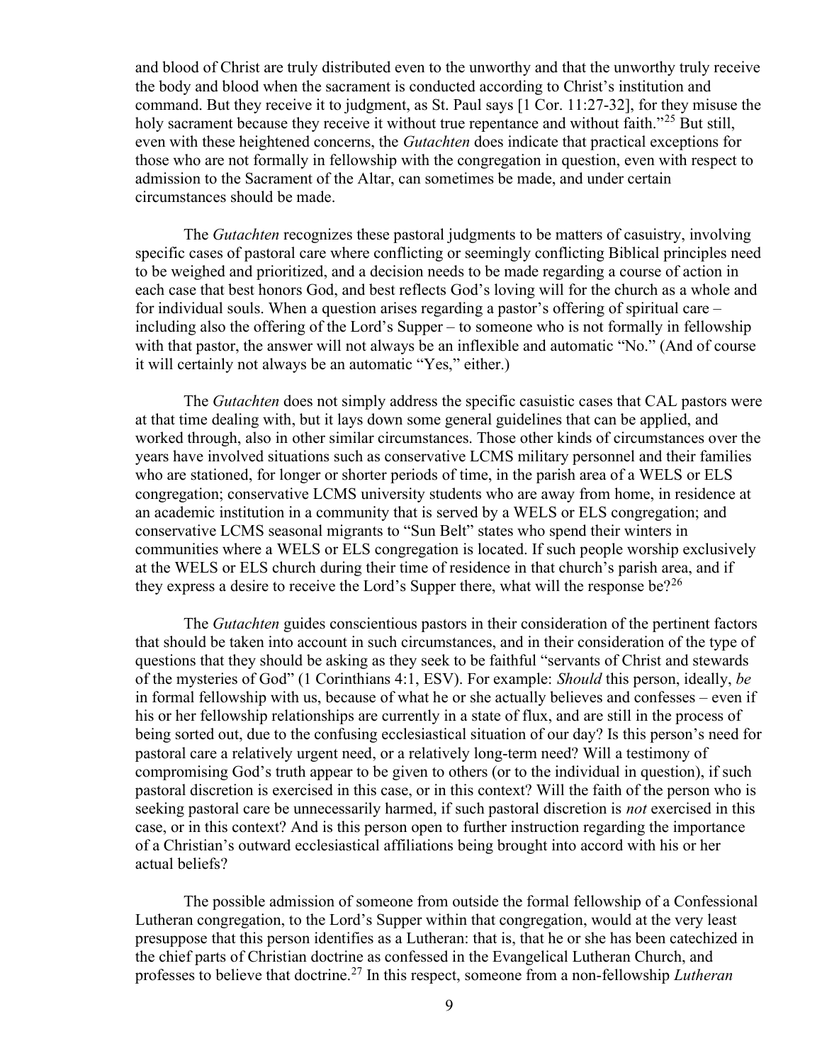and blood of Christ are truly distributed even to the unworthy and that the unworthy truly receive the body and blood when the sacrament is conducted according to Christ's institution and command. But they receive it to judgment, as St. Paul says [1 Cor. 11:27-32], for they misuse the holy sacrament because they receive it without true repentance and without faith."[25] But still, even with these heightened concerns, the *Gutachten* does indicate that practical exceptions for those who are not formally in fellowship with the congregation in question, even with respect to admission to the Sacrament of the Altar, can sometimes be made, and under certain circumstances should be made.

The *Gutachten* recognizes these pastoral judgments to be matters of casuistry, involving specific cases of pastoral care where conflicting or seemingly conflicting Biblical principles need to be weighed and prioritized, and a decision needs to be made regarding a course of action in each case that best honors God, and best reflects God's loving will for the church as a whole and for individual souls. When a question arises regarding a pastor's offering of spiritual care – including also the offering of the Lord's Supper – to someone who is not formally in fellowship with that pastor, the answer will not always be an inflexible and automatic "No." (And of course it will certainly not always be an automatic "Yes," either.)

The *Gutachten* does not simply address the specific casuistic cases that CAL pastors were at that time dealing with, but it lays down some general guidelines that can be applied, and worked through, also in other similar circumstances. Those other kinds of circumstances over the years have involved situations such as conservative LCMS military personnel and their families who are stationed, for longer or shorter periods of time, in the parish area of a WELS or ELS congregation; conservative LCMS university students who are away from home, in residence at an academic institution in a community that is served by a WELS or ELS congregation; and conservative LCMS seasonal migrants to "Sun Belt" states who spend their winters in communities where a WELS or ELS congregation is located. If such people worship exclusively at the WELS or ELS church during their time of residence in that church's parish area, and if they express a desire to receive the Lord's Supper there, what will the response be?[26]

The *Gutachten* guides conscientious pastors in their consideration of the pertinent factors that should be taken into account in such circumstances, and in their consideration of the type of questions that they should be asking as they seek to be faithful "servants of Christ and stewards of the mysteries of God" (1 Corinthians 4:1, ESV). For example: *Should* this person, ideally, *be* in formal fellowship with us, because of what he or she actually believes and confesses – even if his or her fellowship relationships are currently in a state of flux, and are still in the process of being sorted out, due to the confusing ecclesiastical situation of our day? Is this person's need for pastoral care a relatively urgent need, or a relatively long-term need? Will a testimony of compromising God's truth appear to be given to others (or to the individual in question), if such pastoral discretion is exercised in this case, or in this context? Will the faith of the person who is seeking pastoral care be unnecessarily harmed, if such pastoral discretion is *not* exercised in this case, or in this context? And is this person open to further instruction regarding the importance of a Christian's outward ecclesiastical affiliations being brought into accord with his or her actual beliefs?

The possible admission of someone from outside the formal fellowship of a Confessional Lutheran congregation, to the Lord's Supper within that congregation, would at the very least presuppose that this person identifies as a Lutheran: that is, that he or she has been catechized in the chief parts of Christian doctrine as confessed in the Evangelical Lutheran Church, and professes to believe that doctrine.[27] In this respect, someone from a non-fellowship *Lutheran*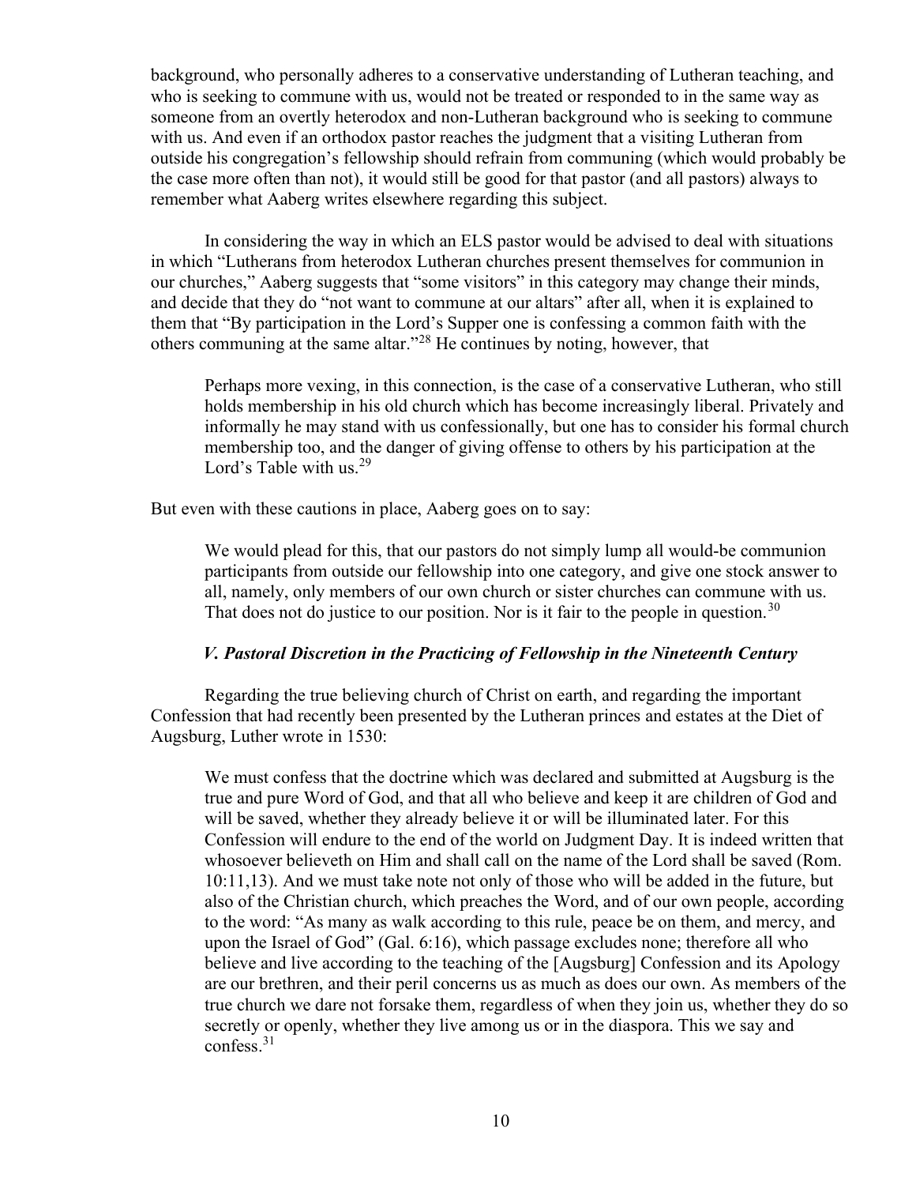background, who personally adheres to a conservative understanding of Lutheran teaching, and who is seeking to commune with us, would not be treated or responded to in the same way as someone from an overtly heterodox and non-Lutheran background who is seeking to commune with us. And even if an orthodox pastor reaches the judgment that a visiting Lutheran from outside his congregation's fellowship should refrain from communing (which would probably be the case more often than not), it would still be good for that pastor (and all pastors) always to remember what Aaberg writes elsewhere regarding this subject.

In considering the way in which an ELS pastor would be advised to deal with situations in which "Lutherans from heterodox Lutheran churches present themselves for communion in our churches," Aaberg suggests that "some visitors" in this category may change their minds, and decide that they do "not want to commune at our altars" after all, when it is explained to them that "By participation in the Lord's Supper one is confessing a common faith with the others communing at the same altar."[28] He continues by noting, however, that

> Perhaps more vexing, in this connection, is the case of a conservative Lutheran, who still holds membership in his old church which has become increasingly liberal. Privately and informally he may stand with us confessionally, but one has to consider his formal church membership too, and the danger of giving offense to others by his participation at the Lord's Table with us.[29]

But even with these cautions in place, Aaberg goes on to say:

> We would plead for this, that our pastors do not simply lump all would-be communion participants from outside our fellowship into one category, and give one stock answer to all, namely, only members of our own church or sister churches can commune with us. That does not do justice to our position. Nor is it fair to the people in question.[30]

### *V. Pastoral Discretion in the Practicing of Fellowship in the Nineteenth Century*

Regarding the true believing church of Christ on earth, and regarding the important Confession that had recently been presented by the Lutheran princes and estates at the Diet of Augsburg, Luther wrote in 1530:

> We must confess that the doctrine which was declared and submitted at Augsburg is the true and pure Word of God, and that all who believe and keep it are children of God and will be saved, whether they already believe it or will be illuminated later. For this Confession will endure to the end of the world on Judgment Day. It is indeed written that whosoever believeth on Him and shall call on the name of the Lord shall be saved (Rom. 10:11,13). And we must take note not only of those who will be added in the future, but also of the Christian church, which preaches the Word, and of our own people, according to the word: "As many as walk according to this rule, peace be on them, and mercy, and upon the Israel of God" (Gal. 6:16), which passage excludes none; therefore all who believe and live according to the teaching of the [Augsburg] Confession and its Apology are our brethren, and their peril concerns us as much as does our own. As members of the true church we dare not forsake them, regardless of when they join us, whether they do so secretly or openly, whether they live among us or in the diaspora. This we say and confess.[31]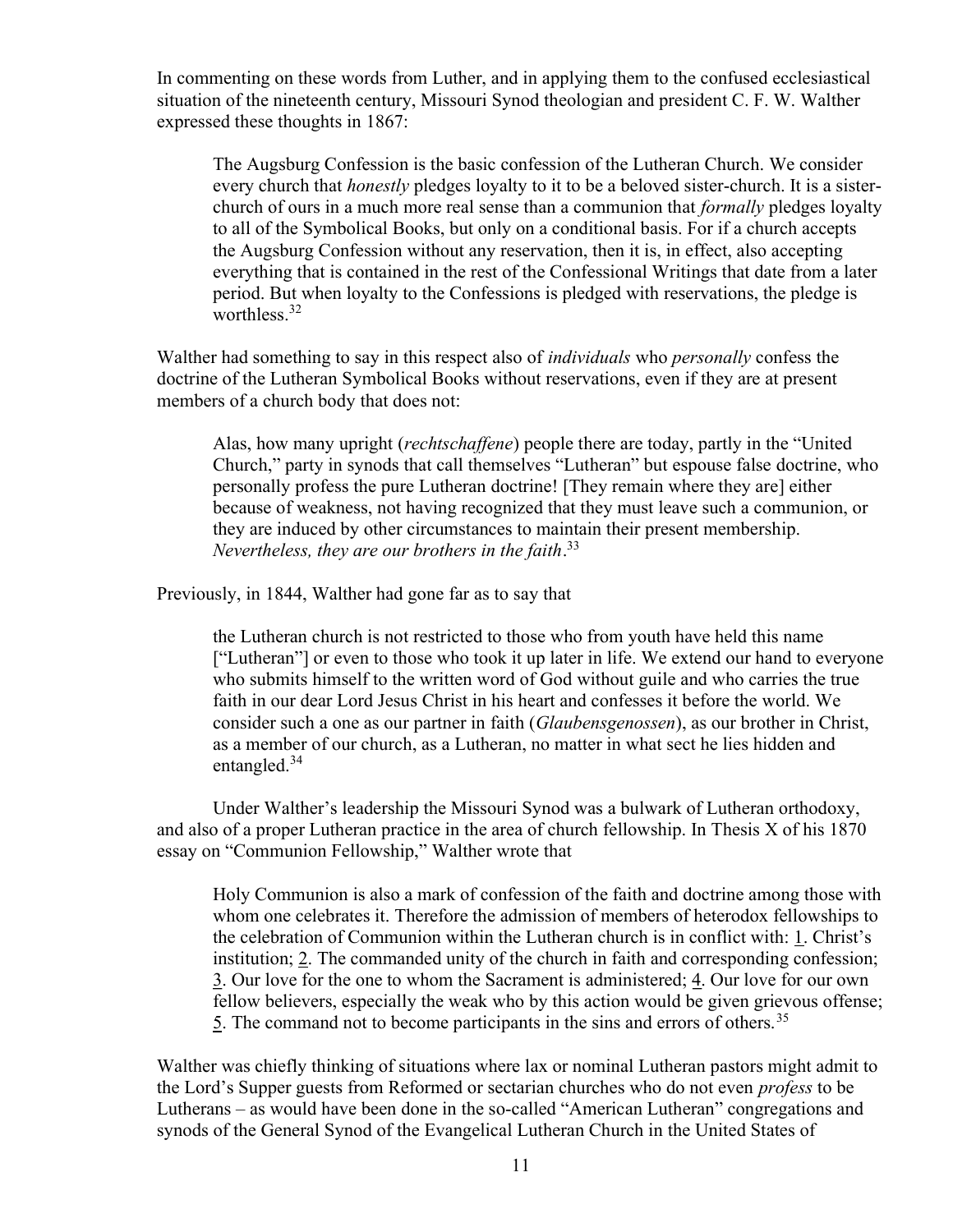In commenting on these words from Luther, and in applying them to the confused ecclesiastical situation of the nineteenth century, Missouri Synod theologian and president C. F. W. Walther expressed these thoughts in 1867:

> The Augsburg Confession is the basic confession of the Lutheran Church. We consider every church that *honestly* pledges loyalty to it to be a beloved sister-church. It is a sister-church of ours in a much more real sense than a communion that *formally* pledges loyalty to all of the Symbolical Books, but only on a conditional basis. For if a church accepts the Augsburg Confession without any reservation, then it is, in effect, also accepting everything that is contained in the rest of the Confessional Writings that date from a later period. But when loyalty to the Confessions is pledged with reservations, the pledge is worthless.[32]

Walther had something to say in this respect also of *individuals* who *personally* confess the doctrine of the Lutheran Symbolical Books without reservations, even if they are at present members of a church body that does not:

> Alas, how many upright (*rechtschaffene*) people there are today, partly in the "United Church," party in synods that call themselves "Lutheran" but espouse false doctrine, who personally profess the pure Lutheran doctrine! [They remain where they are] either because of weakness, not having recognized that they must leave such a communion, or they are induced by other circumstances to maintain their present membership. *Nevertheless, they are our brothers in the faith*.[33]

Previously, in 1844, Walther had gone far as to say that

> the Lutheran church is not restricted to those who from youth have held this name ["Lutheran"] or even to those who took it up later in life. We extend our hand to everyone who submits himself to the written word of God without guile and who carries the true faith in our dear Lord Jesus Christ in his heart and confesses it before the world. We consider such a one as our partner in faith (*Glaubensgenossen*), as our brother in Christ, as a member of our church, as a Lutheran, no matter in what sect he lies hidden and entangled.[34]

Under Walther's leadership the Missouri Synod was a bulwark of Lutheran orthodoxy, and also of a proper Lutheran practice in the area of church fellowship. In Thesis X of his 1870 essay on "Communion Fellowship," Walther wrote that

> Holy Communion is also a mark of confession of the faith and doctrine among those with whom one celebrates it. Therefore the admission of members of heterodox fellowships to the celebration of Communion within the Lutheran church is in conflict with: 1. Christ's institution; 2. The commanded unity of the church in faith and corresponding confession; 3. Our love for the one to whom the Sacrament is administered; 4. Our love for our own fellow believers, especially the weak who by this action would be given grievous offense; 5. The command not to become participants in the sins and errors of others.[35]

Walther was chiefly thinking of situations where lax or nominal Lutheran pastors might admit to the Lord's Supper guests from Reformed or sectarian churches who do not even *profess* to be Lutherans – as would have been done in the so-called "American Lutheran" congregations and synods of the General Synod of the Evangelical Lutheran Church in the United States of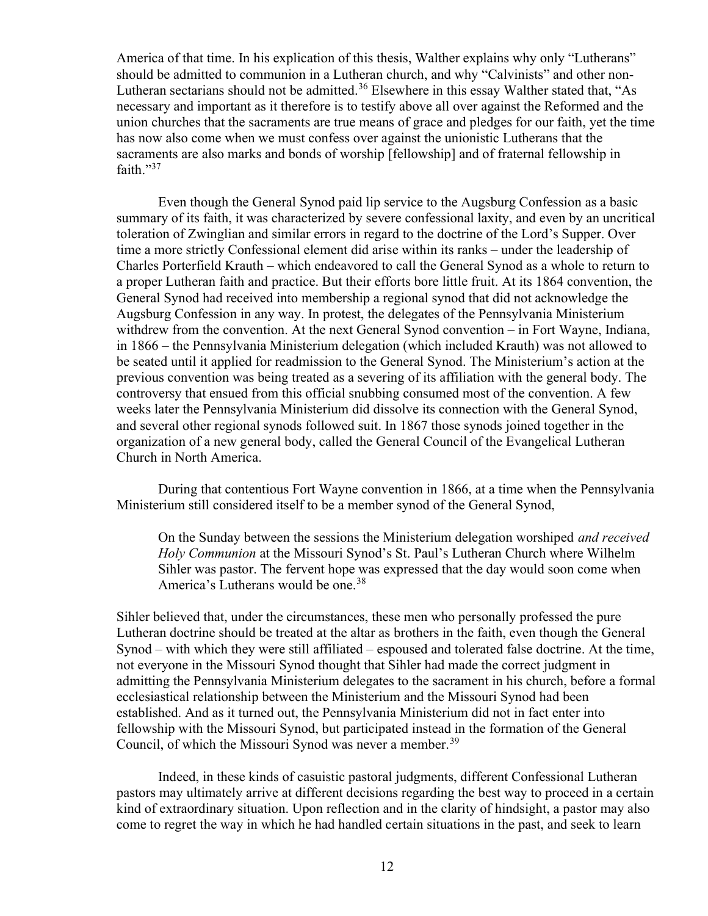America of that time. In his explication of this thesis, Walther explains why only "Lutherans" should be admitted to communion in a Lutheran church, and why "Calvinists" and other non-Lutheran sectarians should not be admitted.[36] Elsewhere in this essay Walther stated that, "As necessary and important as it therefore is to testify above all over against the Reformed and the union churches that the sacraments are true means of grace and pledges for our faith, yet the time has now also come when we must confess over against the unionistic Lutherans that the sacraments are also marks and bonds of worship [fellowship] and of fraternal fellowship in faith."[37]

Even though the General Synod paid lip service to the Augsburg Confession as a basic summary of its faith, it was characterized by severe confessional laxity, and even by an uncritical toleration of Zwinglian and similar errors in regard to the doctrine of the Lord's Supper. Over time a more strictly Confessional element did arise within its ranks – under the leadership of Charles Porterfield Krauth – which endeavored to call the General Synod as a whole to return to a proper Lutheran faith and practice. But their efforts bore little fruit. At its 1864 convention, the General Synod had received into membership a regional synod that did not acknowledge the Augsburg Confession in any way. In protest, the delegates of the Pennsylvania Ministerium withdrew from the convention. At the next General Synod convention – in Fort Wayne, Indiana, in 1866 – the Pennsylvania Ministerium delegation (which included Krauth) was not allowed to be seated until it applied for readmission to the General Synod. The Ministerium's action at the previous convention was being treated as a severing of its affiliation with the general body. The controversy that ensued from this official snubbing consumed most of the convention. A few weeks later the Pennsylvania Ministerium did dissolve its connection with the General Synod, and several other regional synods followed suit. In 1867 those synods joined together in the organization of a new general body, called the General Council of the Evangelical Lutheran Church in North America.

During that contentious Fort Wayne convention in 1866, at a time when the Pennsylvania Ministerium still considered itself to be a member synod of the General Synod,

> On the Sunday between the sessions the Ministerium delegation worshiped *and received Holy Communion* at the Missouri Synod's St. Paul's Lutheran Church where Wilhelm Sihler was pastor. The fervent hope was expressed that the day would soon come when America's Lutherans would be one.[38]

Sihler believed that, under the circumstances, these men who personally professed the pure Lutheran doctrine should be treated at the altar as brothers in the faith, even though the General Synod – with which they were still affiliated – espoused and tolerated false doctrine. At the time, not everyone in the Missouri Synod thought that Sihler had made the correct judgment in admitting the Pennsylvania Ministerium delegates to the sacrament in his church, before a formal ecclesiastical relationship between the Ministerium and the Missouri Synod had been established. And as it turned out, the Pennsylvania Ministerium did not in fact enter into fellowship with the Missouri Synod, but participated instead in the formation of the General Council, of which the Missouri Synod was never a member.[39]

Indeed, in these kinds of casuistic pastoral judgments, different Confessional Lutheran pastors may ultimately arrive at different decisions regarding the best way to proceed in a certain kind of extraordinary situation. Upon reflection and in the clarity of hindsight, a pastor may also come to regret the way in which he had handled certain situations in the past, and seek to learn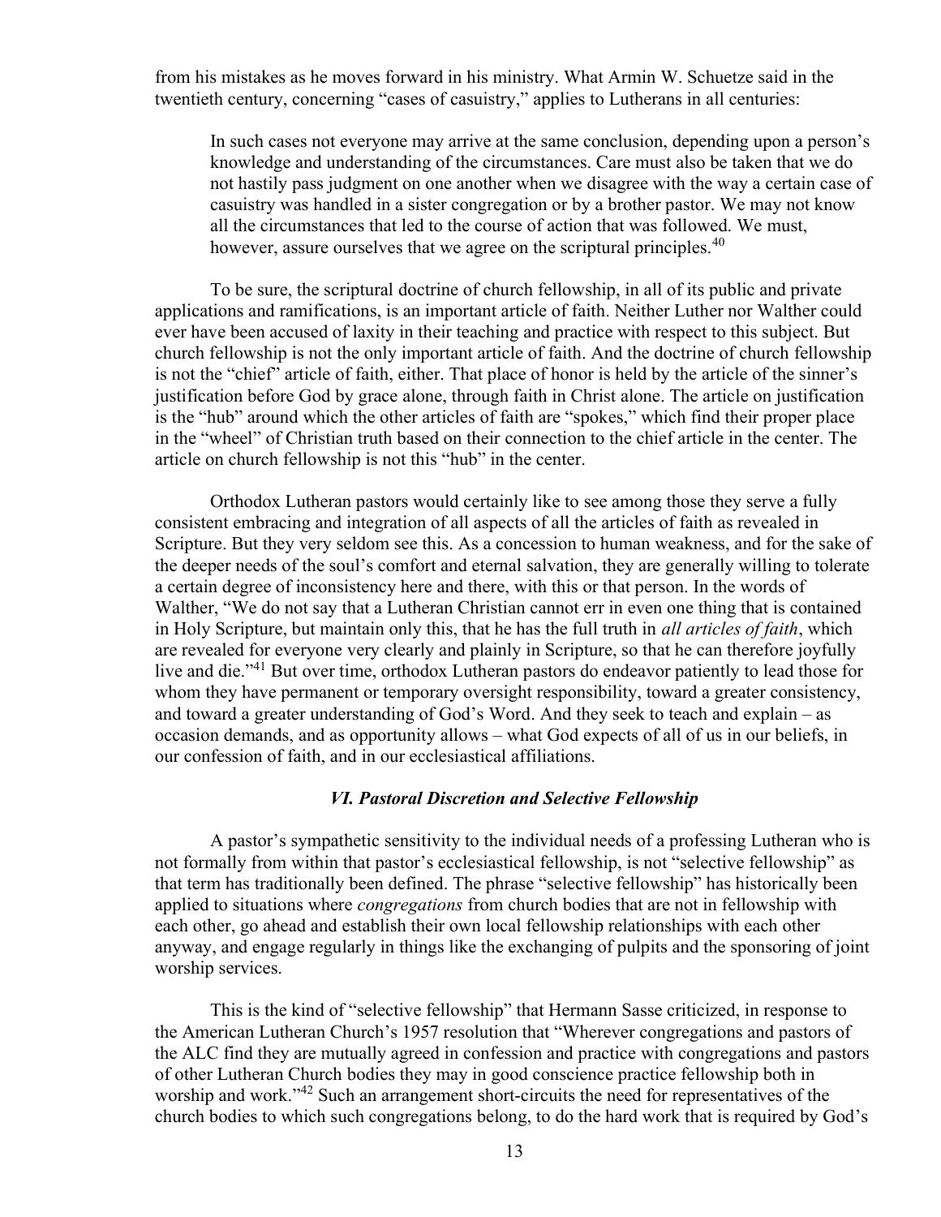from his mistakes as he moves forward in his ministry. What Armin W. Schuetze said in the twentieth century, concerning "cases of casuistry," applies to Lutherans in all centuries:

> In such cases not everyone may arrive at the same conclusion, depending upon a person's knowledge and understanding of the circumstances. Care must also be taken that we do not hastily pass judgment on one another when we disagree with the way a certain case of casuistry was handled in a sister congregation or by a brother pastor. We may not know all the circumstances that led to the course of action that was followed. We must, however, assure ourselves that we agree on the scriptural principles.[40]

To be sure, the scriptural doctrine of church fellowship, in all of its public and private applications and ramifications, is an important article of faith. Neither Luther nor Walther could ever have been accused of laxity in their teaching and practice with respect to this subject. But church fellowship is not the only important article of faith. And the doctrine of church fellowship is not the "chief" article of faith, either. That place of honor is held by the article of the sinner's justification before God by grace alone, through faith in Christ alone. The article on justification is the "hub" around which the other articles of faith are "spokes," which find their proper place in the "wheel" of Christian truth based on their connection to the chief article in the center. The article on church fellowship is not this "hub" in the center.

Orthodox Lutheran pastors would certainly like to see among those they serve a fully consistent embracing and integration of all aspects of all the articles of faith as revealed in Scripture. But they very seldom see this. As a concession to human weakness, and for the sake of the deeper needs of the soul's comfort and eternal salvation, they are generally willing to tolerate a certain degree of inconsistency here and there, with this or that person. In the words of Walther, "We do not say that a Lutheran Christian cannot err in even one thing that is contained in Holy Scripture, but maintain only this, that he has the full truth in *all articles of faith*, which are revealed for everyone very clearly and plainly in Scripture, so that he can therefore joyfully live and die."[41] But over time, orthodox Lutheran pastors do endeavor patiently to lead those for whom they have permanent or temporary oversight responsibility, toward a greater consistency, and toward a greater understanding of God's Word. And they seek to teach and explain – as occasion demands, and as opportunity allows – what God expects of all of us in our beliefs, in our confession of faith, and in our ecclesiastical affiliations.

### *VI. Pastoral Discretion and Selective Fellowship*

A pastor's sympathetic sensitivity to the individual needs of a professing Lutheran who is not formally from within that pastor's ecclesiastical fellowship, is not "selective fellowship" as that term has traditionally been defined. The phrase "selective fellowship" has historically been applied to situations where *congregations* from church bodies that are not in fellowship with each other, go ahead and establish their own local fellowship relationships with each other anyway, and engage regularly in things like the exchanging of pulpits and the sponsoring of joint worship services.

This is the kind of "selective fellowship" that Hermann Sasse criticized, in response to the American Lutheran Church's 1957 resolution that "Wherever congregations and pastors of the ALC find they are mutually agreed in confession and practice with congregations and pastors of other Lutheran Church bodies they may in good conscience practice fellowship both in worship and work."[42] Such an arrangement short-circuits the need for representatives of the church bodies to which such congregations belong, to do the hard work that is required by God's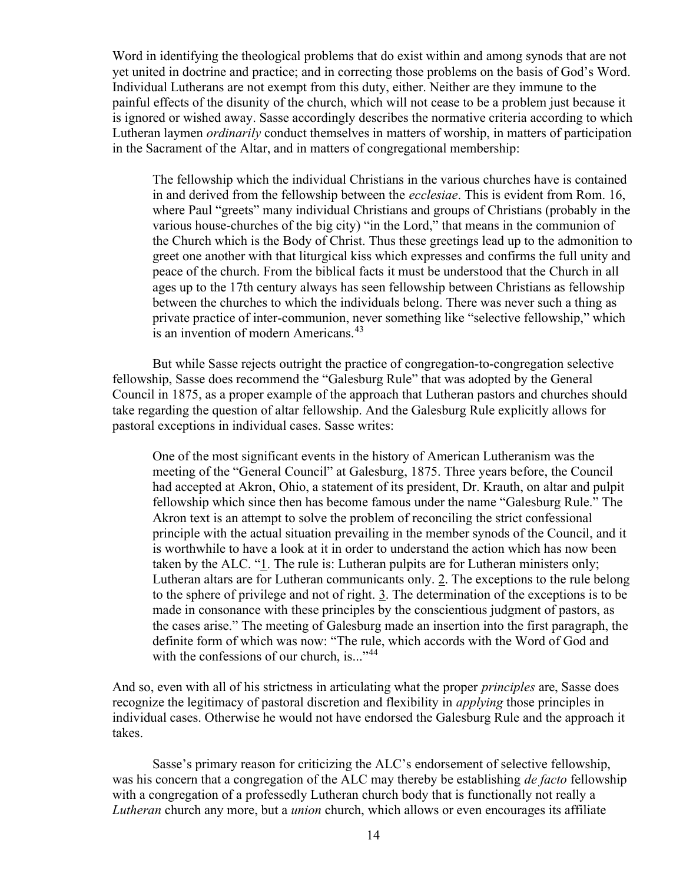Word in identifying the theological problems that do exist within and among synods that are not yet united in doctrine and practice; and in correcting those problems on the basis of God's Word. Individual Lutherans are not exempt from this duty, either. Neither are they immune to the painful effects of the disunity of the church, which will not cease to be a problem just because it is ignored or wished away. Sasse accordingly describes the normative criteria according to which Lutheran laymen *ordinarily* conduct themselves in matters of worship, in matters of participation in the Sacrament of the Altar, and in matters of congregational membership:

> The fellowship which the individual Christians in the various churches have is contained in and derived from the fellowship between the *ecclesiae*. This is evident from Rom. 16, where Paul "greets" many individual Christians and groups of Christians (probably in the various house-churches of the big city) "in the Lord," that means in the communion of the Church which is the Body of Christ. Thus these greetings lead up to the admonition to greet one another with that liturgical kiss which expresses and confirms the full unity and peace of the church. From the biblical facts it must be understood that the Church in all ages up to the 17th century always has seen fellowship between Christians as fellowship between the churches to which the individuals belong. There was never such a thing as private practice of inter-communion, never something like "selective fellowship," which is an invention of modern Americans.[43]

But while Sasse rejects outright the practice of congregation-to-congregation selective fellowship, Sasse does recommend the "Galesburg Rule" that was adopted by the General Council in 1875, as a proper example of the approach that Lutheran pastors and churches should take regarding the question of altar fellowship. And the Galesburg Rule explicitly allows for pastoral exceptions in individual cases. Sasse writes:

> One of the most significant events in the history of American Lutheranism was the meeting of the "General Council" at Galesburg, 1875. Three years before, the Council had accepted at Akron, Ohio, a statement of its president, Dr. Krauth, on altar and pulpit fellowship which since then has become famous under the name "Galesburg Rule." The Akron text is an attempt to solve the problem of reconciling the strict confessional principle with the actual situation prevailing in the member synods of the Council, and it is worthwhile to have a look at it in order to understand the action which has now been taken by the ALC. "1. The rule is: Lutheran pulpits are for Lutheran ministers only; Lutheran altars are for Lutheran communicants only. 2. The exceptions to the rule belong to the sphere of privilege and not of right. 3. The determination of the exceptions is to be made in consonance with these principles by the conscientious judgment of pastors, as the cases arise." The meeting of Galesburg made an insertion into the first paragraph, the definite form of which was now: "The rule, which accords with the Word of God and with the confessions of our church, is..."[44]

And so, even with all of his strictness in articulating what the proper *principles* are, Sasse does recognize the legitimacy of pastoral discretion and flexibility in *applying* those principles in individual cases. Otherwise he would not have endorsed the Galesburg Rule and the approach it takes.

Sasse's primary reason for criticizing the ALC's endorsement of selective fellowship, was his concern that a congregation of the ALC may thereby be establishing *de facto* fellowship with a congregation of a professedly Lutheran church body that is functionally not really a *Lutheran* church any more, but a *union* church, which allows or even encourages its affiliate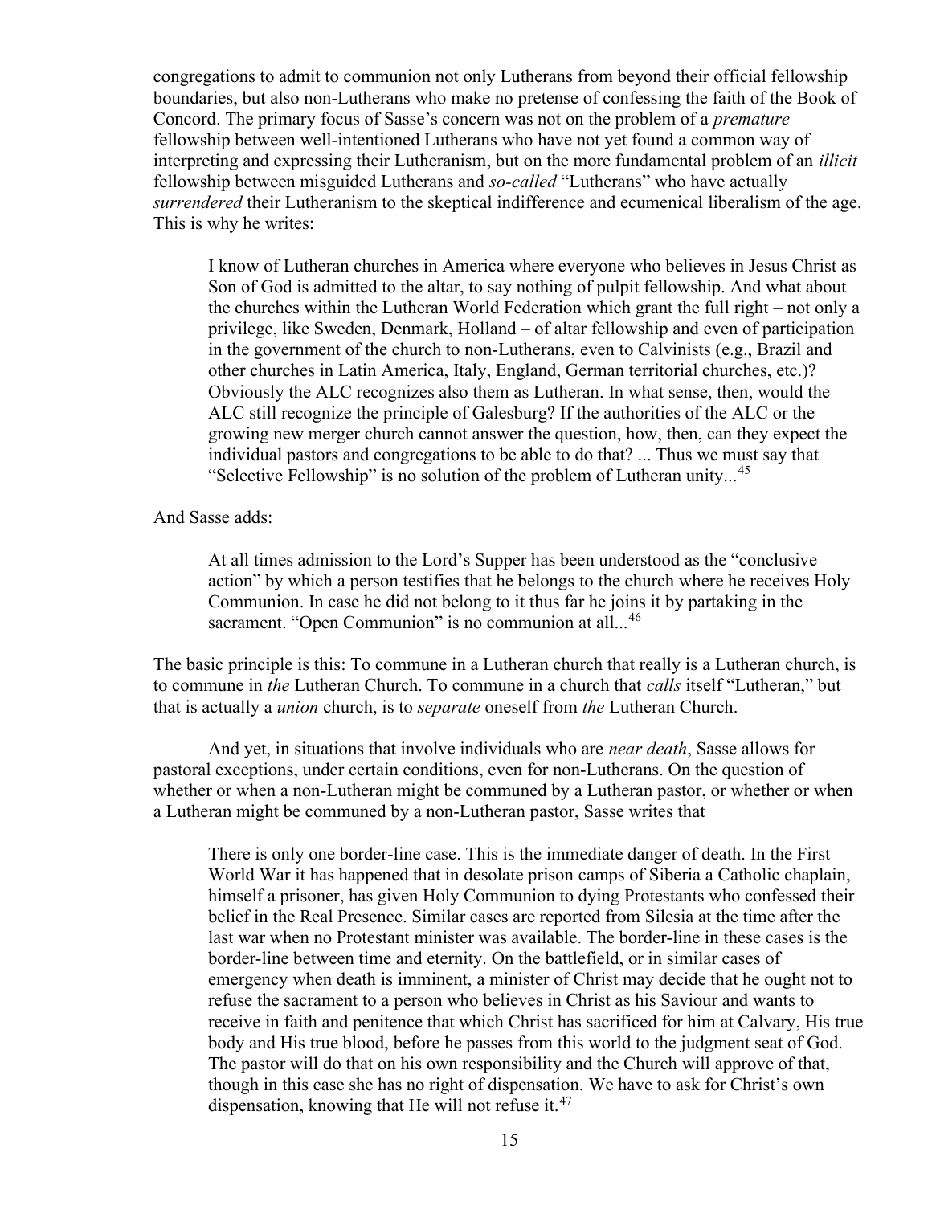congregations to admit to communion not only Lutherans from beyond their official fellowship boundaries, but also non-Lutherans who make no pretense of confessing the faith of the Book of Concord. The primary focus of Sasse's concern was not on the problem of a *premature* fellowship between well-intentioned Lutherans who have not yet found a common way of interpreting and expressing their Lutheranism, but on the more fundamental problem of an *illicit* fellowship between misguided Lutherans and *so-called* "Lutherans" who have actually *surrendered* their Lutheranism to the skeptical indifference and ecumenical liberalism of the age. This is why he writes:

> I know of Lutheran churches in America where everyone who believes in Jesus Christ as Son of God is admitted to the altar, to say nothing of pulpit fellowship. And what about the churches within the Lutheran World Federation which grant the full right – not only a privilege, like Sweden, Denmark, Holland – of altar fellowship and even of participation in the government of the church to non-Lutherans, even to Calvinists (e.g., Brazil and other churches in Latin America, Italy, England, German territorial churches, etc.)? Obviously the ALC recognizes also them as Lutheran. In what sense, then, would the ALC still recognize the principle of Galesburg? If the authorities of the ALC or the growing new merger church cannot answer the question, how, then, can they expect the individual pastors and congregations to be able to do that? ... Thus we must say that "Selective Fellowship" is no solution of the problem of Lutheran unity...[45]

And Sasse adds:

> At all times admission to the Lord's Supper has been understood as the "conclusive action" by which a person testifies that he belongs to the church where he receives Holy Communion. In case he did not belong to it thus far he joins it by partaking in the sacrament. "Open Communion" is no communion at all...[46]

The basic principle is this: To commune in a Lutheran church that really is a Lutheran church, is to commune in *the* Lutheran Church. To commune in a church that *calls* itself "Lutheran," but that is actually a *union* church, is to *separate* oneself from *the* Lutheran Church.

And yet, in situations that involve individuals who are *near death*, Sasse allows for pastoral exceptions, under certain conditions, even for non-Lutherans. On the question of whether or when a non-Lutheran might be communed by a Lutheran pastor, or whether or when a Lutheran might be communed by a non-Lutheran pastor, Sasse writes that

> There is only one border-line case. This is the immediate danger of death. In the First World War it has happened that in desolate prison camps of Siberia a Catholic chaplain, himself a prisoner, has given Holy Communion to dying Protestants who confessed their belief in the Real Presence. Similar cases are reported from Silesia at the time after the last war when no Protestant minister was available. The border-line in these cases is the border-line between time and eternity. On the battlefield, or in similar cases of emergency when death is imminent, a minister of Christ may decide that he ought not to refuse the sacrament to a person who believes in Christ as his Saviour and wants to receive in faith and penitence that which Christ has sacrificed for him at Calvary, His true body and His true blood, before he passes from this world to the judgment seat of God. The pastor will do that on his own responsibility and the Church will approve of that, though in this case she has no right of dispensation. We have to ask for Christ's own dispensation, knowing that He will not refuse it.[47]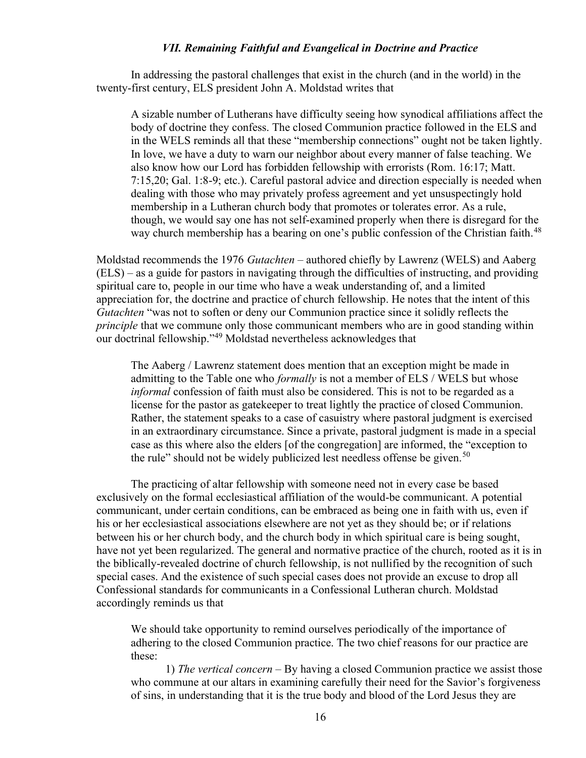### *VII. Remaining Faithful and Evangelical in Doctrine and Practice*

In addressing the pastoral challenges that exist in the church (and in the world) in the twenty-first century, ELS president John A. Moldstad writes that

> A sizable number of Lutherans have difficulty seeing how synodical affiliations affect the body of doctrine they confess. The closed Communion practice followed in the ELS and in the WELS reminds all that these "membership connections" ought not be taken lightly. In love, we have a duty to warn our neighbor about every manner of false teaching. We also know how our Lord has forbidden fellowship with errorists (Rom. 16:17; Matt. 7:15,20; Gal. 1:8-9; etc.). Careful pastoral advice and direction especially is needed when dealing with those who may privately profess agreement and yet unsuspectingly hold membership in a Lutheran church body that promotes or tolerates error. As a rule, though, we would say one has not self-examined properly when there is disregard for the way church membership has a bearing on one's public confession of the Christian faith.[48]

Moldstad recommends the 1976 *Gutachten* – authored chiefly by Lawrenz (WELS) and Aaberg (ELS) – as a guide for pastors in navigating through the difficulties of instructing, and providing spiritual care to, people in our time who have a weak understanding of, and a limited appreciation for, the doctrine and practice of church fellowship. He notes that the intent of this *Gutachten* "was not to soften or deny our Communion practice since it solidly reflects the *principle* that we commune only those communicant members who are in good standing within our doctrinal fellowship."[49] Moldstad nevertheless acknowledges that

> The Aaberg / Lawrenz statement does mention that an exception might be made in admitting to the Table one who *formally* is not a member of ELS / WELS but whose *informal* confession of faith must also be considered. This is not to be regarded as a license for the pastor as gatekeeper to treat lightly the practice of closed Communion. Rather, the statement speaks to a case of casuistry where pastoral judgment is exercised in an extraordinary circumstance. Since a private, pastoral judgment is made in a special case as this where also the elders [of the congregation] are informed, the "exception to the rule" should not be widely publicized lest needless offense be given.[50]

The practicing of altar fellowship with someone need not in every case be based exclusively on the formal ecclesiastical affiliation of the would-be communicant. A potential communicant, under certain conditions, can be embraced as being one in faith with us, even if his or her ecclesiastical associations elsewhere are not yet as they should be; or if relations between his or her church body, and the church body in which spiritual care is being sought, have not yet been regularized. The general and normative practice of the church, rooted as it is in the biblically-revealed doctrine of church fellowship, is not nullified by the recognition of such special cases. And the existence of such special cases does not provide an excuse to drop all Confessional standards for communicants in a Confessional Lutheran church. Moldstad accordingly reminds us that

> We should take opportunity to remind ourselves periodically of the importance of adhering to the closed Communion practice. The two chief reasons for our practice are these:
>
> 1) *The vertical concern* – By having a closed Communion practice we assist those who commune at our altars in examining carefully their need for the Savior's forgiveness of sins, in understanding that it is the true body and blood of the Lord Jesus they are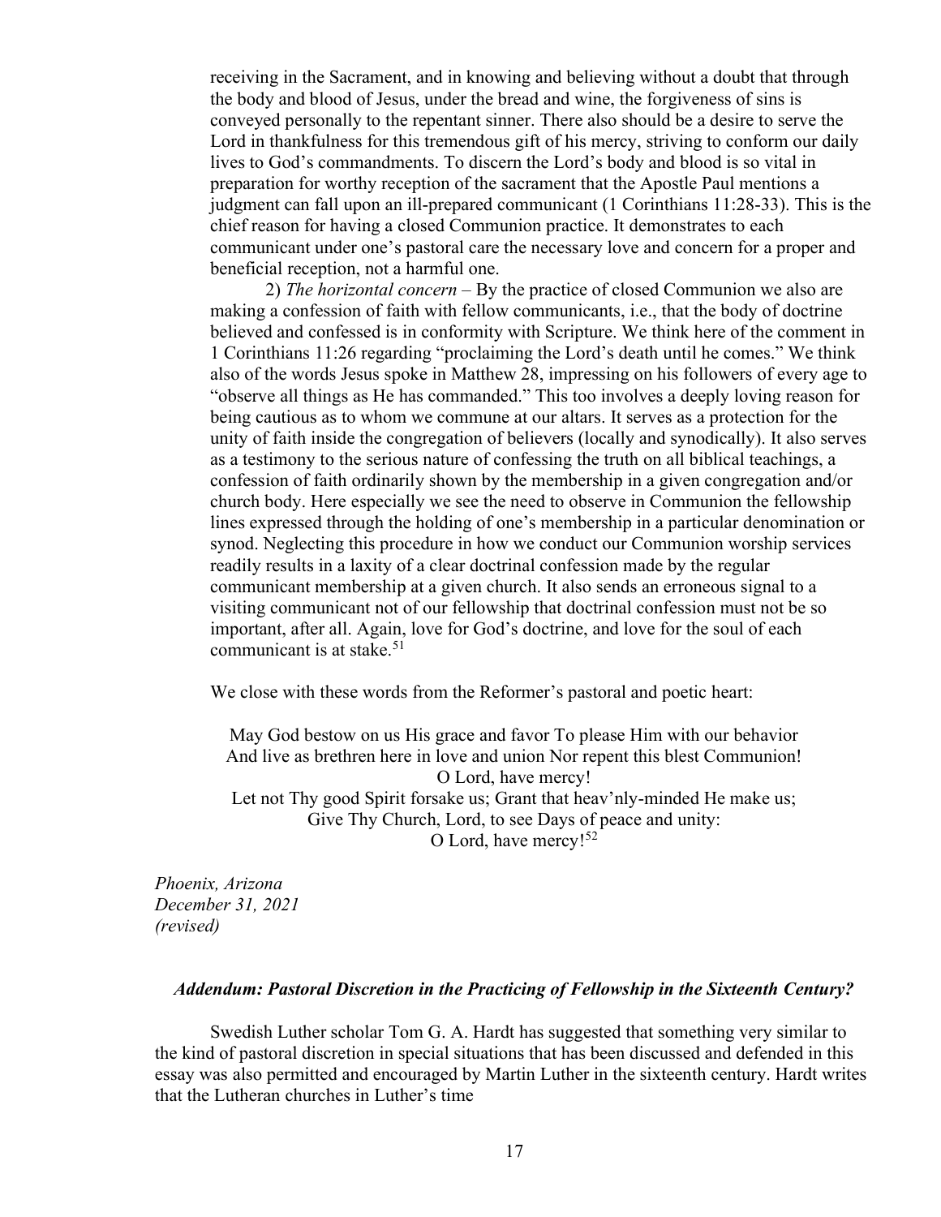receiving in the Sacrament, and in knowing and believing without a doubt that through the body and blood of Jesus, under the bread and wine, the forgiveness of sins is conveyed personally to the repentant sinner. There also should be a desire to serve the Lord in thankfulness for this tremendous gift of his mercy, striving to conform our daily lives to God's commandments. To discern the Lord's body and blood is so vital in preparation for worthy reception of the sacrament that the Apostle Paul mentions a judgment can fall upon an ill-prepared communicant (1 Corinthians 11:28-33). This is the chief reason for having a closed Communion practice. It demonstrates to each communicant under one's pastoral care the necessary love and concern for a proper and beneficial reception, not a harmful one.

2) *The horizontal concern* – By the practice of closed Communion we also are making a confession of faith with fellow communicants, i.e., that the body of doctrine believed and confessed is in conformity with Scripture. We think here of the comment in 1 Corinthians 11:26 regarding "proclaiming the Lord's death until he comes." We think also of the words Jesus spoke in Matthew 28, impressing on his followers of every age to "observe all things as He has commanded." This too involves a deeply loving reason for being cautious as to whom we commune at our altars. It serves as a protection for the unity of faith inside the congregation of believers (locally and synodically). It also serves as a testimony to the serious nature of confessing the truth on all biblical teachings, a confession of faith ordinarily shown by the membership in a given congregation and/or church body. Here especially we see the need to observe in Communion the fellowship lines expressed through the holding of one's membership in a particular denomination or synod. Neglecting this procedure in how we conduct our Communion worship services readily results in a laxity of a clear doctrinal confession made by the regular communicant membership at a given church. It also sends an erroneous signal to a visiting communicant not of our fellowship that doctrinal confession must not be so important, after all. Again, love for God's doctrine, and love for the soul of each communicant is at stake.[51]

We close with these words from the Reformer's pastoral and poetic heart:

May God bestow on us His grace and favor To please Him with our behavior
And live as brethren here in love and union Nor repent this blest Communion!
O Lord, have mercy!
Let not Thy good Spirit forsake us; Grant that heav'nly-minded He make us;
Give Thy Church, Lord, to see Days of peace and unity:
O Lord, have mercy![52]

*Phoenix, Arizona*
*December 31, 2021*
*(revised)*

### *Addendum: Pastoral Discretion in the Practicing of Fellowship in the Sixteenth Century?*

Swedish Luther scholar Tom G. A. Hardt has suggested that something very similar to the kind of pastoral discretion in special situations that has been discussed and defended in this essay was also permitted and encouraged by Martin Luther in the sixteenth century. Hardt writes that the Lutheran churches in Luther's time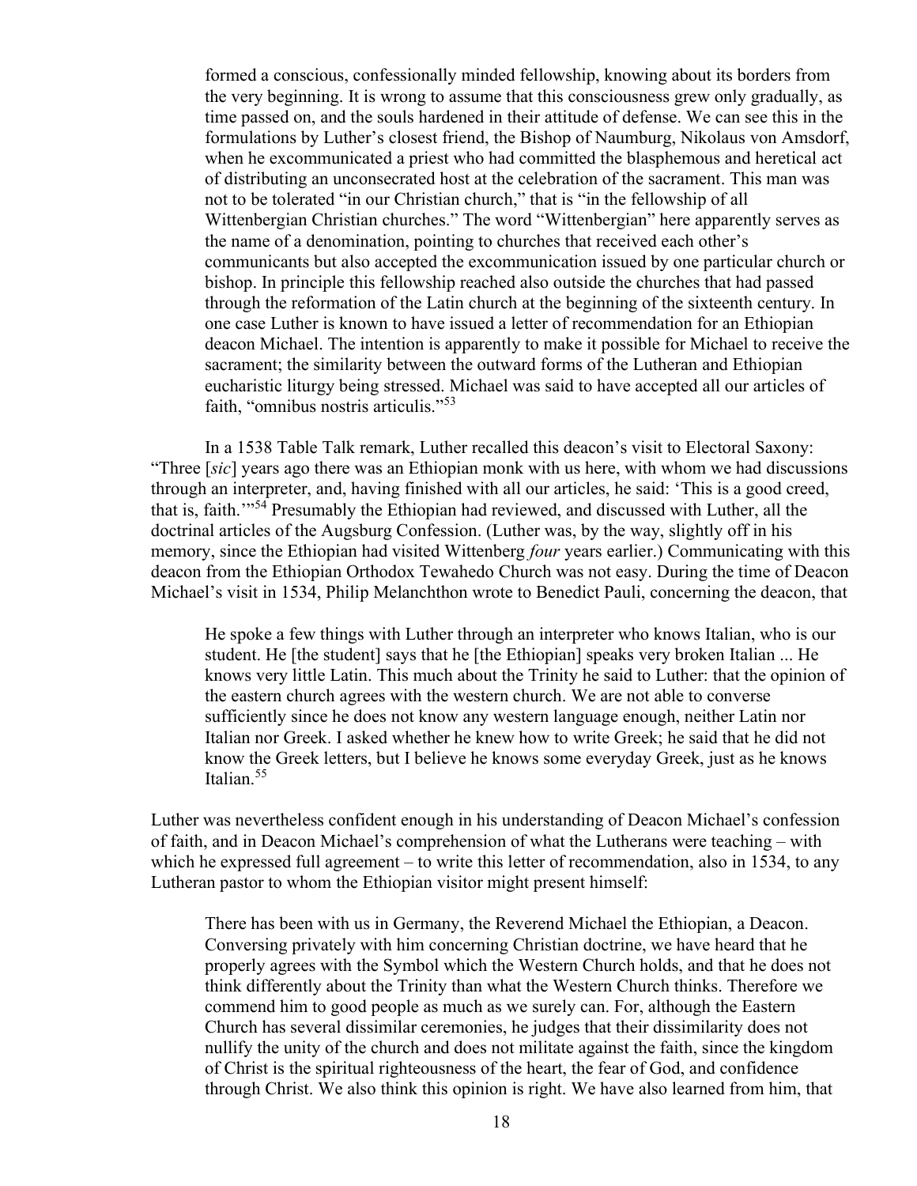formed a conscious, confessionally minded fellowship, knowing about its borders from the very beginning. It is wrong to assume that this consciousness grew only gradually, as time passed on, and the souls hardened in their attitude of defense. We can see this in the formulations by Luther's closest friend, the Bishop of Naumburg, Nikolaus von Amsdorf, when he excommunicated a priest who had committed the blasphemous and heretical act of distributing an unconsecrated host at the celebration of the sacrament. This man was not to be tolerated "in our Christian church," that is "in the fellowship of all Wittenbergian Christian churches." The word "Wittenbergian" here apparently serves as the name of a denomination, pointing to churches that received each other's communicants but also accepted the excommunication issued by one particular church or bishop. In principle this fellowship reached also outside the churches that had passed through the reformation of the Latin church at the beginning of the sixteenth century. In one case Luther is known to have issued a letter of recommendation for an Ethiopian deacon Michael. The intention is apparently to make it possible for Michael to receive the sacrament; the similarity between the outward forms of the Lutheran and Ethiopian eucharistic liturgy being stressed. Michael was said to have accepted all our articles of faith, "omnibus nostris articulis."[53]

In a 1538 Table Talk remark, Luther recalled this deacon's visit to Electoral Saxony: "Three [*sic*] years ago there was an Ethiopian monk with us here, with whom we had discussions through an interpreter, and, having finished with all our articles, he said: 'This is a good creed, that is, faith.'"[54] Presumably the Ethiopian had reviewed, and discussed with Luther, all the doctrinal articles of the Augsburg Confession. (Luther was, by the way, slightly off in his memory, since the Ethiopian had visited Wittenberg *four* years earlier.) Communicating with this deacon from the Ethiopian Orthodox Tewahedo Church was not easy. During the time of Deacon Michael's visit in 1534, Philip Melanchthon wrote to Benedict Pauli, concerning the deacon, that

> He spoke a few things with Luther through an interpreter who knows Italian, who is our student. He [the student] says that he [the Ethiopian] speaks very broken Italian ... He knows very little Latin. This much about the Trinity he said to Luther: that the opinion of the eastern church agrees with the western church. We are not able to converse sufficiently since he does not know any western language enough, neither Latin nor Italian nor Greek. I asked whether he knew how to write Greek; he said that he did not know the Greek letters, but I believe he knows some everyday Greek, just as he knows Italian.[55]

Luther was nevertheless confident enough in his understanding of Deacon Michael's confession of faith, and in Deacon Michael's comprehension of what the Lutherans were teaching – with which he expressed full agreement – to write this letter of recommendation, also in 1534, to any Lutheran pastor to whom the Ethiopian visitor might present himself:

> There has been with us in Germany, the Reverend Michael the Ethiopian, a Deacon. Conversing privately with him concerning Christian doctrine, we have heard that he properly agrees with the Symbol which the Western Church holds, and that he does not think differently about the Trinity than what the Western Church thinks. Therefore we commend him to good people as much as we surely can. For, although the Eastern Church has several dissimilar ceremonies, he judges that their dissimilarity does not nullify the unity of the church and does not militate against the faith, since the kingdom of Christ is the spiritual righteousness of the heart, the fear of God, and confidence through Christ. We also think this opinion is right. We have also learned from him, that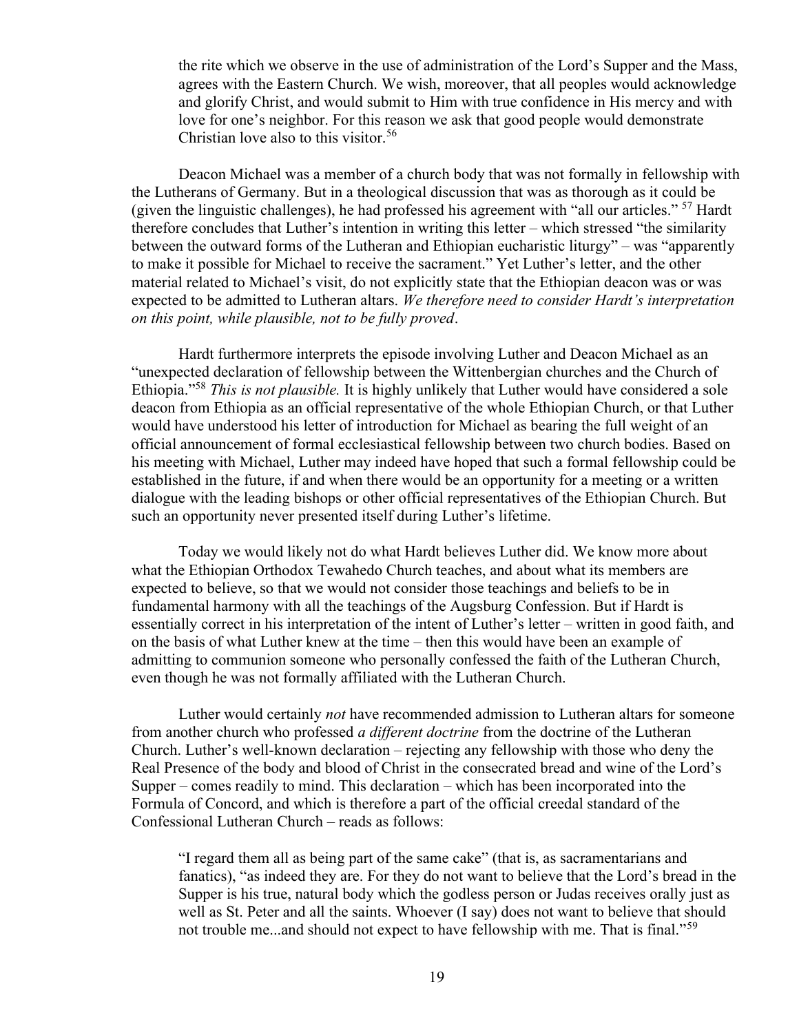> the rite which we observe in the use of administration of the Lord's Supper and the Mass, agrees with the Eastern Church. We wish, moreover, that all peoples would acknowledge and glorify Christ, and would submit to Him with true confidence in His mercy and with love for one's neighbor. For this reason we ask that good people would demonstrate Christian love also to this visitor.[56]

Deacon Michael was a member of a church body that was not formally in fellowship with the Lutherans of Germany. But in a theological discussion that was as thorough as it could be (given the linguistic challenges), he had professed his agreement with "all our articles." [57] Hardt therefore concludes that Luther's intention in writing this letter – which stressed "the similarity between the outward forms of the Lutheran and Ethiopian eucharistic liturgy" – was "apparently to make it possible for Michael to receive the sacrament." Yet Luther's letter, and the other material related to Michael's visit, do not explicitly state that the Ethiopian deacon was or was expected to be admitted to Lutheran altars. *We therefore need to consider Hardt's interpretation on this point, while plausible, not to be fully proved*.

Hardt furthermore interprets the episode involving Luther and Deacon Michael as an "unexpected declaration of fellowship between the Wittenbergian churches and the Church of Ethiopia."[58] *This is not plausible.* It is highly unlikely that Luther would have considered a sole deacon from Ethiopia as an official representative of the whole Ethiopian Church, or that Luther would have understood his letter of introduction for Michael as bearing the full weight of an official announcement of formal ecclesiastical fellowship between two church bodies. Based on his meeting with Michael, Luther may indeed have hoped that such a formal fellowship could be established in the future, if and when there would be an opportunity for a meeting or a written dialogue with the leading bishops or other official representatives of the Ethiopian Church. But such an opportunity never presented itself during Luther's lifetime.

Today we would likely not do what Hardt believes Luther did. We know more about what the Ethiopian Orthodox Tewahedo Church teaches, and about what its members are expected to believe, so that we would not consider those teachings and beliefs to be in fundamental harmony with all the teachings of the Augsburg Confession. But if Hardt is essentially correct in his interpretation of the intent of Luther's letter – written in good faith, and on the basis of what Luther knew at the time – then this would have been an example of admitting to communion someone who personally confessed the faith of the Lutheran Church, even though he was not formally affiliated with the Lutheran Church.

Luther would certainly *not* have recommended admission to Lutheran altars for someone from another church who professed *a different doctrine* from the doctrine of the Lutheran Church. Luther's well-known declaration – rejecting any fellowship with those who deny the Real Presence of the body and blood of Christ in the consecrated bread and wine of the Lord's Supper – comes readily to mind. This declaration – which has been incorporated into the Formula of Concord, and which is therefore a part of the official creedal standard of the Confessional Lutheran Church – reads as follows:

> "I regard them all as being part of the same cake" (that is, as sacramentarians and fanatics), "as indeed they are. For they do not want to believe that the Lord's bread in the Supper is his true, natural body which the godless person or Judas receives orally just as well as St. Peter and all the saints. Whoever (I say) does not want to believe that should not trouble me...and should not expect to have fellowship with me. That is final."[59]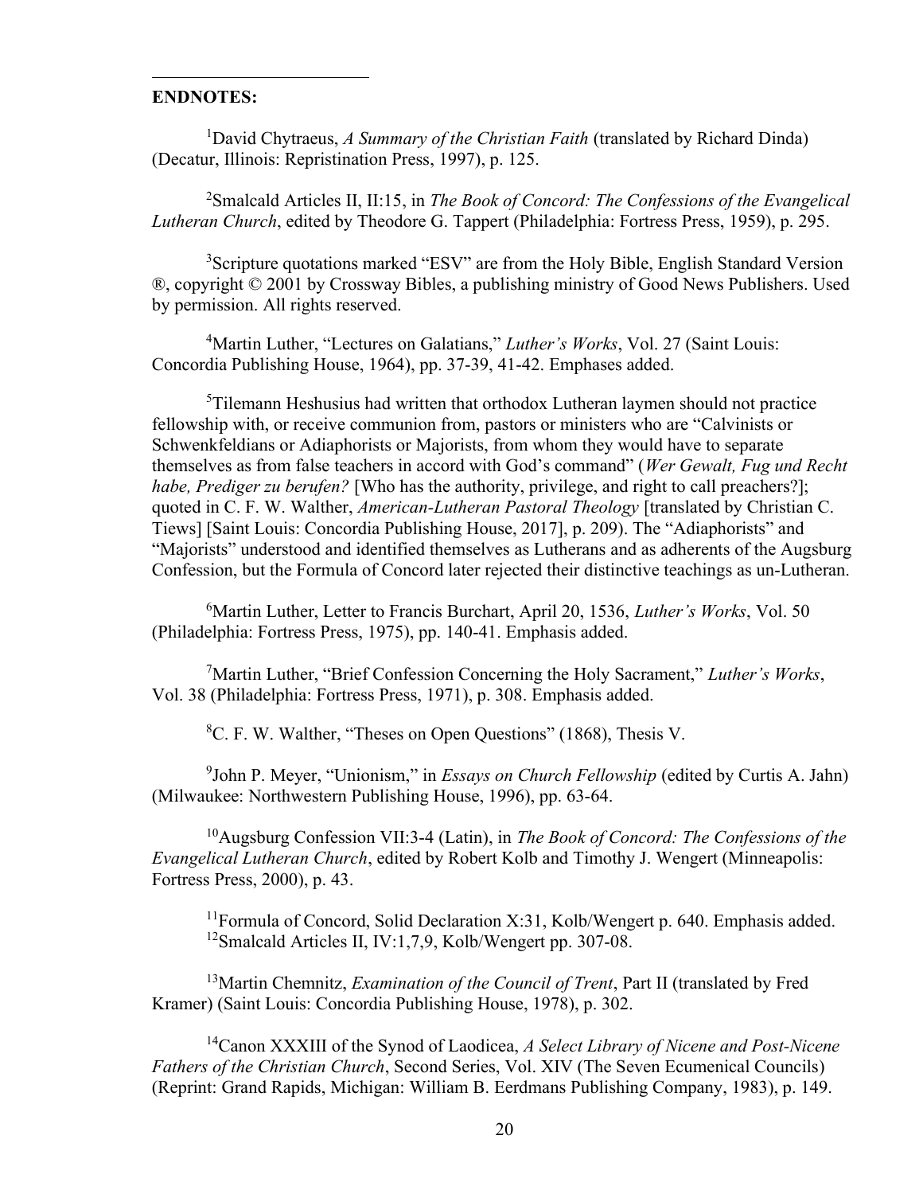**ENDNOTES:**

[1]David Chytraeus, *A Summary of the Christian Faith* (translated by Richard Dinda) (Decatur, Illinois: Repristination Press, 1997), p. 125.

[2]Smalcald Articles II, II:15, in *The Book of Concord: The Confessions of the Evangelical Lutheran Church*, edited by Theodore G. Tappert (Philadelphia: Fortress Press, 1959), p. 295.

[3]Scripture quotations marked "ESV" are from the Holy Bible, English Standard Version ®, copyright © 2001 by Crossway Bibles, a publishing ministry of Good News Publishers. Used by permission. All rights reserved.

[4]Martin Luther, "Lectures on Galatians," *Luther's Works*, Vol. 27 (Saint Louis: Concordia Publishing House, 1964), pp. 37-39, 41-42. Emphases added.

[5]Tilemann Heshusius had written that orthodox Lutheran laymen should not practice fellowship with, or receive communion from, pastors or ministers who are "Calvinists or Schwenkfeldians or Adiaphorists or Majorists, from whom they would have to separate themselves as from false teachers in accord with God's command" (*Wer Gewalt, Fug und Recht habe, Prediger zu berufen?* [Who has the authority, privilege, and right to call preachers?]; quoted in C. F. W. Walther, *American-Lutheran Pastoral Theology* [translated by Christian C. Tiews] [Saint Louis: Concordia Publishing House, 2017], p. 209). The "Adiaphorists" and "Majorists" understood and identified themselves as Lutherans and as adherents of the Augsburg Confession, but the Formula of Concord later rejected their distinctive teachings as un-Lutheran.

[6]Martin Luther, Letter to Francis Burchart, April 20, 1536, *Luther's Works*, Vol. 50 (Philadelphia: Fortress Press, 1975), pp. 140-41. Emphasis added.

[7]Martin Luther, "Brief Confession Concerning the Holy Sacrament," *Luther's Works*, Vol. 38 (Philadelphia: Fortress Press, 1971), p. 308. Emphasis added.

[8]C. F. W. Walther, "Theses on Open Questions" (1868), Thesis V.

[9]John P. Meyer, "Unionism," in *Essays on Church Fellowship* (edited by Curtis A. Jahn) (Milwaukee: Northwestern Publishing House, 1996), pp. 63-64.

[10]Augsburg Confession VII:3-4 (Latin), in *The Book of Concord: The Confessions of the Evangelical Lutheran Church*, edited by Robert Kolb and Timothy J. Wengert (Minneapolis: Fortress Press, 2000), p. 43.

[11]Formula of Concord, Solid Declaration X:31, Kolb/Wengert p. 640. Emphasis added.

[12]Smalcald Articles II, IV:1,7,9, Kolb/Wengert pp. 307-08.

[13]Martin Chemnitz, *Examination of the Council of Trent*, Part II (translated by Fred Kramer) (Saint Louis: Concordia Publishing House, 1978), p. 302.

[14]Canon XXXIII of the Synod of Laodicea, *A Select Library of Nicene and Post-Nicene Fathers of the Christian Church*, Second Series, Vol. XIV (The Seven Ecumenical Councils) (Reprint: Grand Rapids, Michigan: William B. Eerdmans Publishing Company, 1983), p. 149.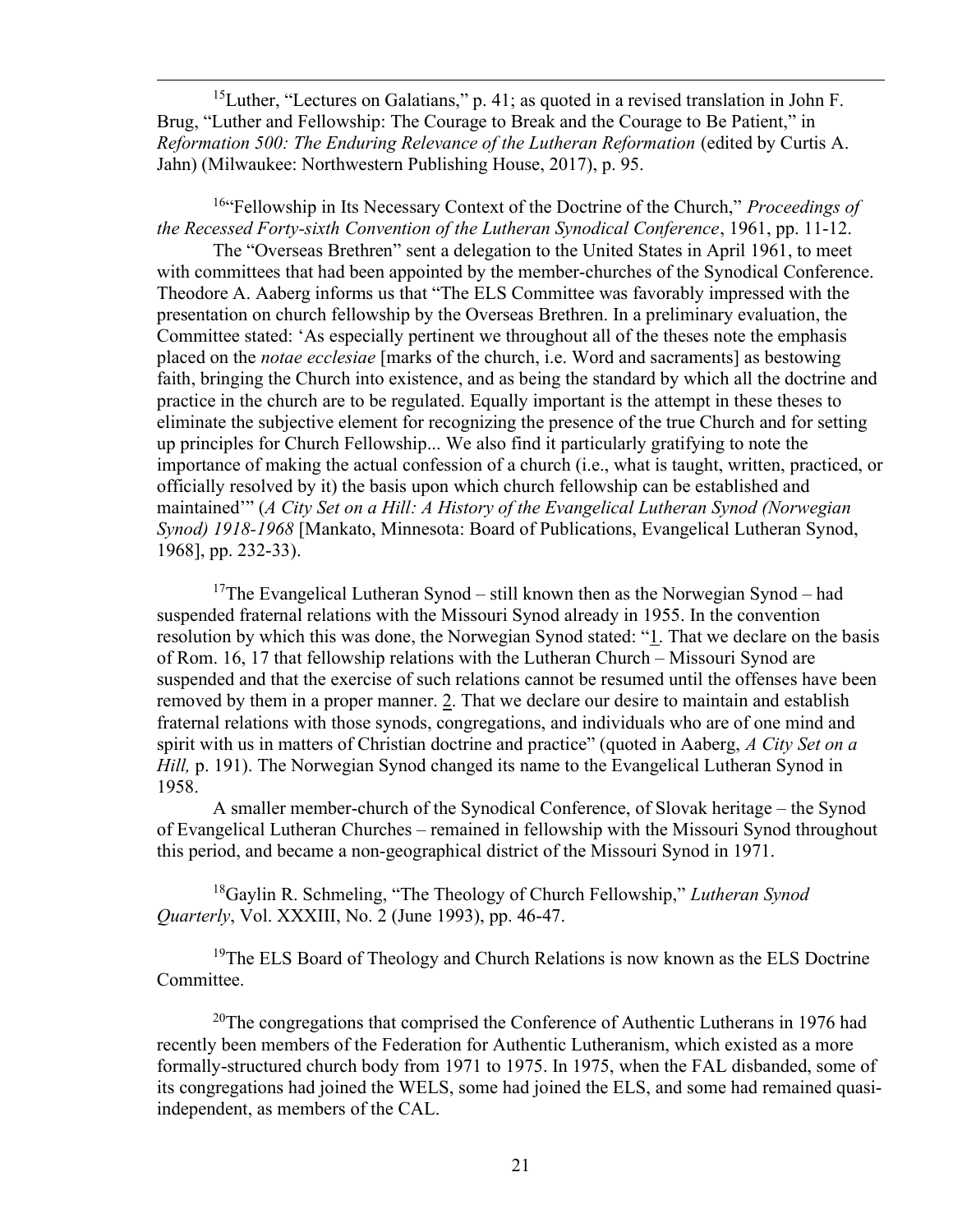[15]Luther, "Lectures on Galatians," p. 41; as quoted in a revised translation in John F. Brug, "Luther and Fellowship: The Courage to Break and the Courage to Be Patient," in *Reformation 500: The Enduring Relevance of the Lutheran Reformation* (edited by Curtis A. Jahn) (Milwaukee: Northwestern Publishing House, 2017), p. 95.

[16]"Fellowship in Its Necessary Context of the Doctrine of the Church," *Proceedings of the Recessed Forty-sixth Convention of the Lutheran Synodical Conference*, 1961, pp. 11-12.

The "Overseas Brethren" sent a delegation to the United States in April 1961, to meet with committees that had been appointed by the member-churches of the Synodical Conference. Theodore A. Aaberg informs us that "The ELS Committee was favorably impressed with the presentation on church fellowship by the Overseas Brethren. In a preliminary evaluation, the Committee stated: 'As especially pertinent we throughout all of the theses note the emphasis placed on the *notae ecclesiae* [marks of the church, i.e. Word and sacraments] as bestowing faith, bringing the Church into existence, and as being the standard by which all the doctrine and practice in the church are to be regulated. Equally important is the attempt in these theses to eliminate the subjective element for recognizing the presence of the true Church and for setting up principles for Church Fellowship... We also find it particularly gratifying to note the importance of making the actual confession of a church (i.e., what is taught, written, practiced, or officially resolved by it) the basis upon which church fellowship can be established and maintained'" (*A City Set on a Hill: A History of the Evangelical Lutheran Synod (Norwegian Synod) 1918-1968* [Mankato, Minnesota: Board of Publications, Evangelical Lutheran Synod, 1968], pp. 232-33).

[17]The Evangelical Lutheran Synod – still known then as the Norwegian Synod – had suspended fraternal relations with the Missouri Synod already in 1955. In the convention resolution by which this was done, the Norwegian Synod stated: "1. That we declare on the basis of Rom. 16, 17 that fellowship relations with the Lutheran Church – Missouri Synod are suspended and that the exercise of such relations cannot be resumed until the offenses have been removed by them in a proper manner. 2. That we declare our desire to maintain and establish fraternal relations with those synods, congregations, and individuals who are of one mind and spirit with us in matters of Christian doctrine and practice" (quoted in Aaberg, *A City Set on a Hill,* p. 191). The Norwegian Synod changed its name to the Evangelical Lutheran Synod in 1958.

A smaller member-church of the Synodical Conference, of Slovak heritage – the Synod of Evangelical Lutheran Churches – remained in fellowship with the Missouri Synod throughout this period, and became a non-geographical district of the Missouri Synod in 1971.

[18]Gaylin R. Schmeling, "The Theology of Church Fellowship," *Lutheran Synod Quarterly*, Vol. XXXIII, No. 2 (June 1993), pp. 46-47.

[19]The ELS Board of Theology and Church Relations is now known as the ELS Doctrine Committee.

[20]The congregations that comprised the Conference of Authentic Lutherans in 1976 had recently been members of the Federation for Authentic Lutheranism, which existed as a more formally-structured church body from 1971 to 1975. In 1975, when the FAL disbanded, some of its congregations had joined the WELS, some had joined the ELS, and some had remained quasi-independent, as members of the CAL.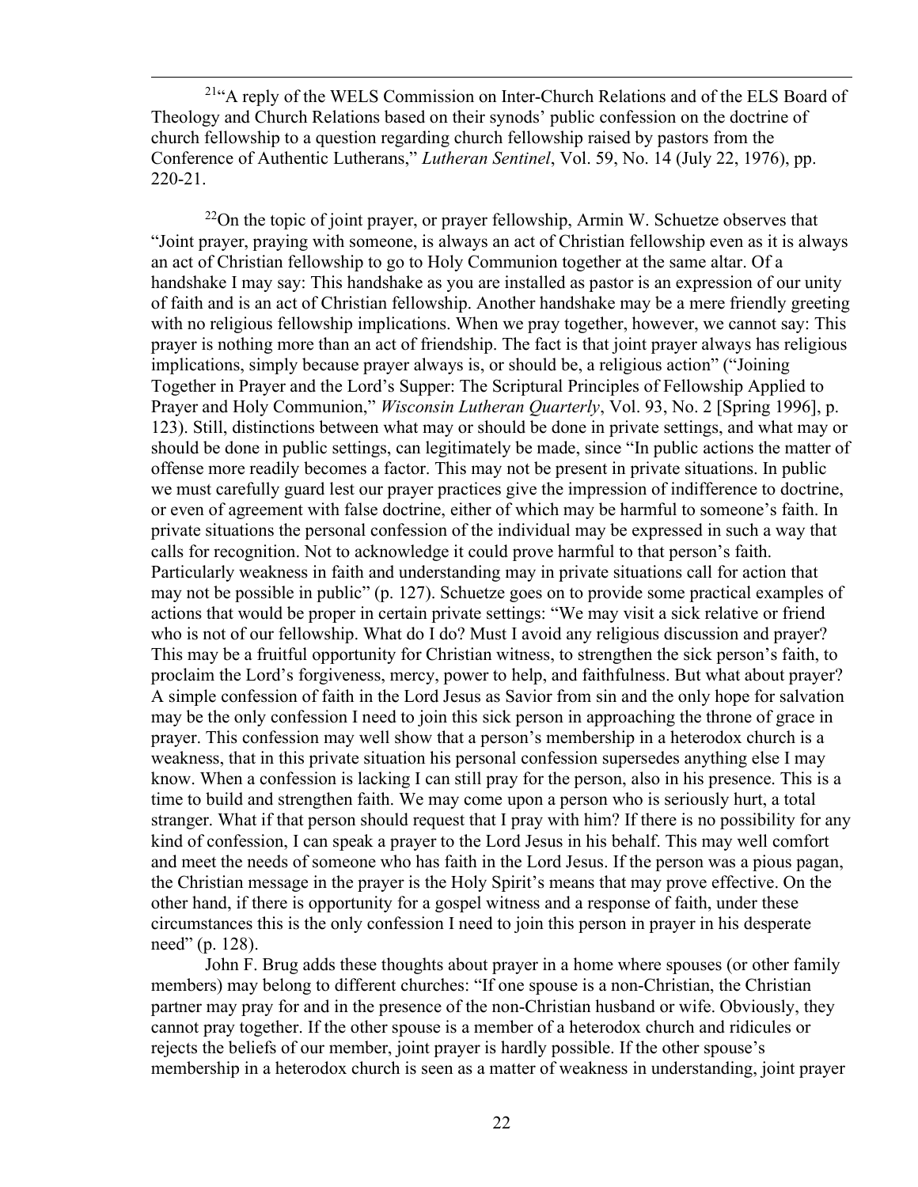[21]"A reply of the WELS Commission on Inter-Church Relations and of the ELS Board of Theology and Church Relations based on their synods' public confession on the doctrine of church fellowship to a question regarding church fellowship raised by pastors from the Conference of Authentic Lutherans," *Lutheran Sentinel*, Vol. 59, No. 14 (July 22, 1976), pp. 220-21.

[22]On the topic of joint prayer, or prayer fellowship, Armin W. Schuetze observes that "Joint prayer, praying with someone, is always an act of Christian fellowship even as it is always an act of Christian fellowship to go to Holy Communion together at the same altar. Of a handshake I may say: This handshake as you are installed as pastor is an expression of our unity of faith and is an act of Christian fellowship. Another handshake may be a mere friendly greeting with no religious fellowship implications. When we pray together, however, we cannot say: This prayer is nothing more than an act of friendship. The fact is that joint prayer always has religious implications, simply because prayer always is, or should be, a religious action" ("Joining Together in Prayer and the Lord's Supper: The Scriptural Principles of Fellowship Applied to Prayer and Holy Communion," *Wisconsin Lutheran Quarterly*, Vol. 93, No. 2 [Spring 1996], p. 123). Still, distinctions between what may or should be done in private settings, and what may or should be done in public settings, can legitimately be made, since "In public actions the matter of offense more readily becomes a factor. This may not be present in private situations. In public we must carefully guard lest our prayer practices give the impression of indifference to doctrine, or even of agreement with false doctrine, either of which may be harmful to someone's faith. In private situations the personal confession of the individual may be expressed in such a way that calls for recognition. Not to acknowledge it could prove harmful to that person's faith. Particularly weakness in faith and understanding may in private situations call for action that may not be possible in public" (p. 127). Schuetze goes on to provide some practical examples of actions that would be proper in certain private settings: "We may visit a sick relative or friend who is not of our fellowship. What do I do? Must I avoid any religious discussion and prayer? This may be a fruitful opportunity for Christian witness, to strengthen the sick person's faith, to proclaim the Lord's forgiveness, mercy, power to help, and faithfulness. But what about prayer? A simple confession of faith in the Lord Jesus as Savior from sin and the only hope for salvation may be the only confession I need to join this sick person in approaching the throne of grace in prayer. This confession may well show that a person's membership in a heterodox church is a weakness, that in this private situation his personal confession supersedes anything else I may know. When a confession is lacking I can still pray for the person, also in his presence. This is a time to build and strengthen faith. We may come upon a person who is seriously hurt, a total stranger. What if that person should request that I pray with him? If there is no possibility for any kind of confession, I can speak a prayer to the Lord Jesus in his behalf. This may well comfort and meet the needs of someone who has faith in the Lord Jesus. If the person was a pious pagan, the Christian message in the prayer is the Holy Spirit's means that may prove effective. On the other hand, if there is opportunity for a gospel witness and a response of faith, under these circumstances this is the only confession I need to join this person in prayer in his desperate need" (p. 128).

John F. Brug adds these thoughts about prayer in a home where spouses (or other family members) may belong to different churches: "If one spouse is a non-Christian, the Christian partner may pray for and in the presence of the non-Christian husband or wife. Obviously, they cannot pray together. If the other spouse is a member of a heterodox church and ridicules or rejects the beliefs of our member, joint prayer is hardly possible. If the other spouse's membership in a heterodox church is seen as a matter of weakness in understanding, joint prayer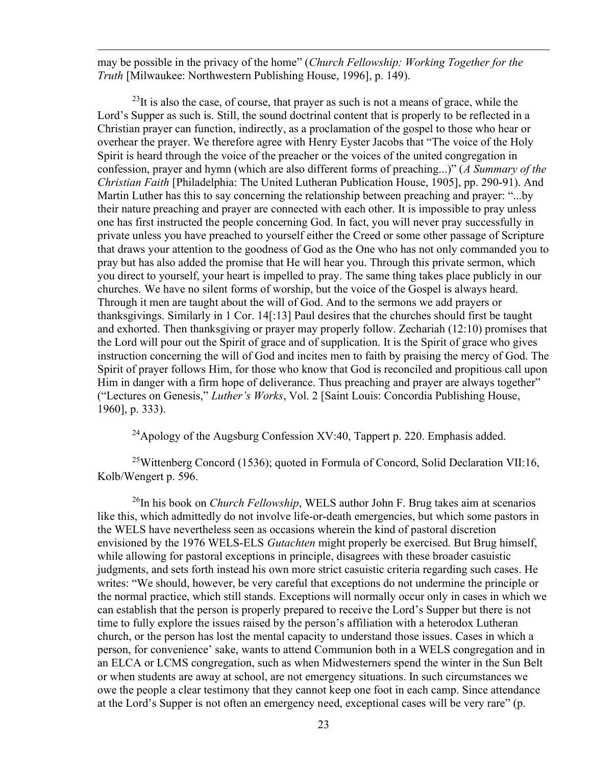may be possible in the privacy of the home" (*Church Fellowship: Working Together for the Truth* [Milwaukee: Northwestern Publishing House, 1996], p. 149).

[23]It is also the case, of course, that prayer as such is not a means of grace, while the Lord's Supper as such is. Still, the sound doctrinal content that is properly to be reflected in a Christian prayer can function, indirectly, as a proclamation of the gospel to those who hear or overhear the prayer. We therefore agree with Henry Eyster Jacobs that "The voice of the Holy Spirit is heard through the voice of the preacher or the voices of the united congregation in confession, prayer and hymn (which are also different forms of preaching...)" (*A Summary of the Christian Faith* [Philadelphia: The United Lutheran Publication House, 1905], pp. 290-91). And Martin Luther has this to say concerning the relationship between preaching and prayer: "...by their nature preaching and prayer are connected with each other. It is impossible to pray unless one has first instructed the people concerning God. In fact, you will never pray successfully in private unless you have preached to yourself either the Creed or some other passage of Scripture that draws your attention to the goodness of God as the One who has not only commanded you to pray but has also added the promise that He will hear you. Through this private sermon, which you direct to yourself, your heart is impelled to pray. The same thing takes place publicly in our churches. We have no silent forms of worship, but the voice of the Gospel is always heard. Through it men are taught about the will of God. And to the sermons we add prayers or thanksgivings. Similarly in 1 Cor. 14[:13] Paul desires that the churches should first be taught and exhorted. Then thanksgiving or prayer may properly follow. Zechariah (12:10) promises that the Lord will pour out the Spirit of grace and of supplication. It is the Spirit of grace who gives instruction concerning the will of God and incites men to faith by praising the mercy of God. The Spirit of prayer follows Him, for those who know that God is reconciled and propitious call upon Him in danger with a firm hope of deliverance. Thus preaching and prayer are always together" ("Lectures on Genesis," *Luther's Works*, Vol. 2 [Saint Louis: Concordia Publishing House, 1960], p. 333).

[24]Apology of the Augsburg Confession XV:40, Tappert p. 220. Emphasis added.

[25]Wittenberg Concord (1536); quoted in Formula of Concord, Solid Declaration VII:16, Kolb/Wengert p. 596.

[26]In his book on *Church Fellowship*, WELS author John F. Brug takes aim at scenarios like this, which admittedly do not involve life-or-death emergencies, but which some pastors in the WELS have nevertheless seen as occasions wherein the kind of pastoral discretion envisioned by the 1976 WELS-ELS *Gutachten* might properly be exercised. But Brug himself, while allowing for pastoral exceptions in principle, disagrees with these broader casuistic judgments, and sets forth instead his own more strict casuistic criteria regarding such cases. He writes: "We should, however, be very careful that exceptions do not undermine the principle or the normal practice, which still stands. Exceptions will normally occur only in cases in which we can establish that the person is properly prepared to receive the Lord's Supper but there is not time to fully explore the issues raised by the person's affiliation with a heterodox Lutheran church, or the person has lost the mental capacity to understand those issues. Cases in which a person, for convenience' sake, wants to attend Communion both in a WELS congregation and in an ELCA or LCMS congregation, such as when Midwesterners spend the winter in the Sun Belt or when students are away at school, are not emergency situations. In such circumstances we owe the people a clear testimony that they cannot keep one foot in each camp. Since attendance at the Lord's Supper is not often an emergency need, exceptional cases will be very rare" (p.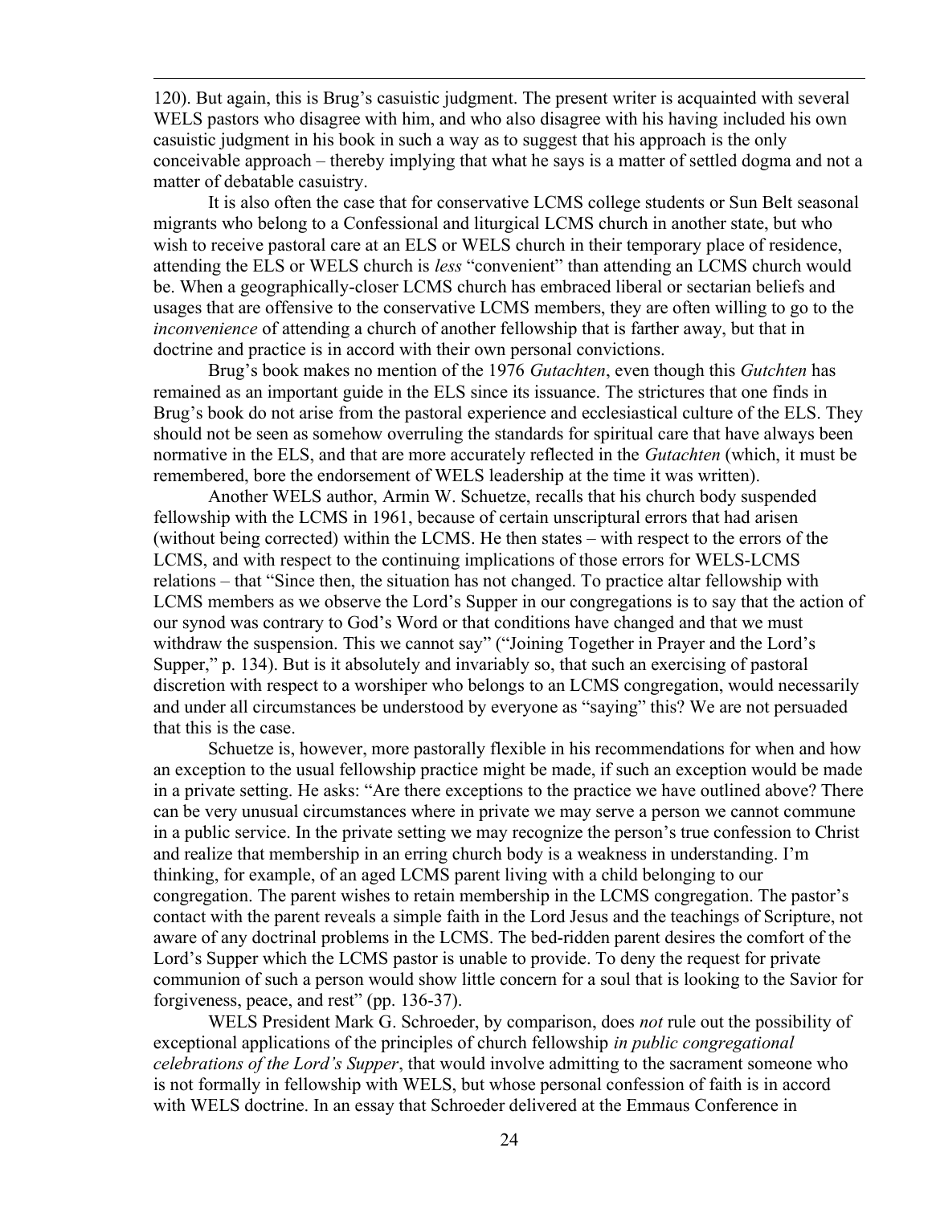120). But again, this is Brug's casuistic judgment. The present writer is acquainted with several WELS pastors who disagree with him, and who also disagree with his having included his own casuistic judgment in his book in such a way as to suggest that his approach is the only conceivable approach – thereby implying that what he says is a matter of settled dogma and not a matter of debatable casuistry.

It is also often the case that for conservative LCMS college students or Sun Belt seasonal migrants who belong to a Confessional and liturgical LCMS church in another state, but who wish to receive pastoral care at an ELS or WELS church in their temporary place of residence, attending the ELS or WELS church is *less* "convenient" than attending an LCMS church would be. When a geographically-closer LCMS church has embraced liberal or sectarian beliefs and usages that are offensive to the conservative LCMS members, they are often willing to go to the *inconvenience* of attending a church of another fellowship that is farther away, but that in doctrine and practice is in accord with their own personal convictions.

Brug's book makes no mention of the 1976 *Gutachten*, even though this *Gutchten* has remained as an important guide in the ELS since its issuance. The strictures that one finds in Brug's book do not arise from the pastoral experience and ecclesiastical culture of the ELS. They should not be seen as somehow overruling the standards for spiritual care that have always been normative in the ELS, and that are more accurately reflected in the *Gutachten* (which, it must be remembered, bore the endorsement of WELS leadership at the time it was written).

Another WELS author, Armin W. Schuetze, recalls that his church body suspended fellowship with the LCMS in 1961, because of certain unscriptural errors that had arisen (without being corrected) within the LCMS. He then states – with respect to the errors of the LCMS, and with respect to the continuing implications of those errors for WELS-LCMS relations – that "Since then, the situation has not changed. To practice altar fellowship with LCMS members as we observe the Lord's Supper in our congregations is to say that the action of our synod was contrary to God's Word or that conditions have changed and that we must withdraw the suspension. This we cannot say" ("Joining Together in Prayer and the Lord's Supper," p. 134). But is it absolutely and invariably so, that such an exercising of pastoral discretion with respect to a worshiper who belongs to an LCMS congregation, would necessarily and under all circumstances be understood by everyone as "saying" this? We are not persuaded that this is the case.

Schuetze is, however, more pastorally flexible in his recommendations for when and how an exception to the usual fellowship practice might be made, if such an exception would be made in a private setting. He asks: "Are there exceptions to the practice we have outlined above? There can be very unusual circumstances where in private we may serve a person we cannot commune in a public service. In the private setting we may recognize the person's true confession to Christ and realize that membership in an erring church body is a weakness in understanding. I'm thinking, for example, of an aged LCMS parent living with a child belonging to our congregation. The parent wishes to retain membership in the LCMS congregation. The pastor's contact with the parent reveals a simple faith in the Lord Jesus and the teachings of Scripture, not aware of any doctrinal problems in the LCMS. The bed-ridden parent desires the comfort of the Lord's Supper which the LCMS pastor is unable to provide. To deny the request for private communion of such a person would show little concern for a soul that is looking to the Savior for forgiveness, peace, and rest" (pp. 136-37).

WELS President Mark G. Schroeder, by comparison, does *not* rule out the possibility of exceptional applications of the principles of church fellowship *in public congregational celebrations of the Lord's Supper*, that would involve admitting to the sacrament someone who is not formally in fellowship with WELS, but whose personal confession of faith is in accord with WELS doctrine. In an essay that Schroeder delivered at the Emmaus Conference in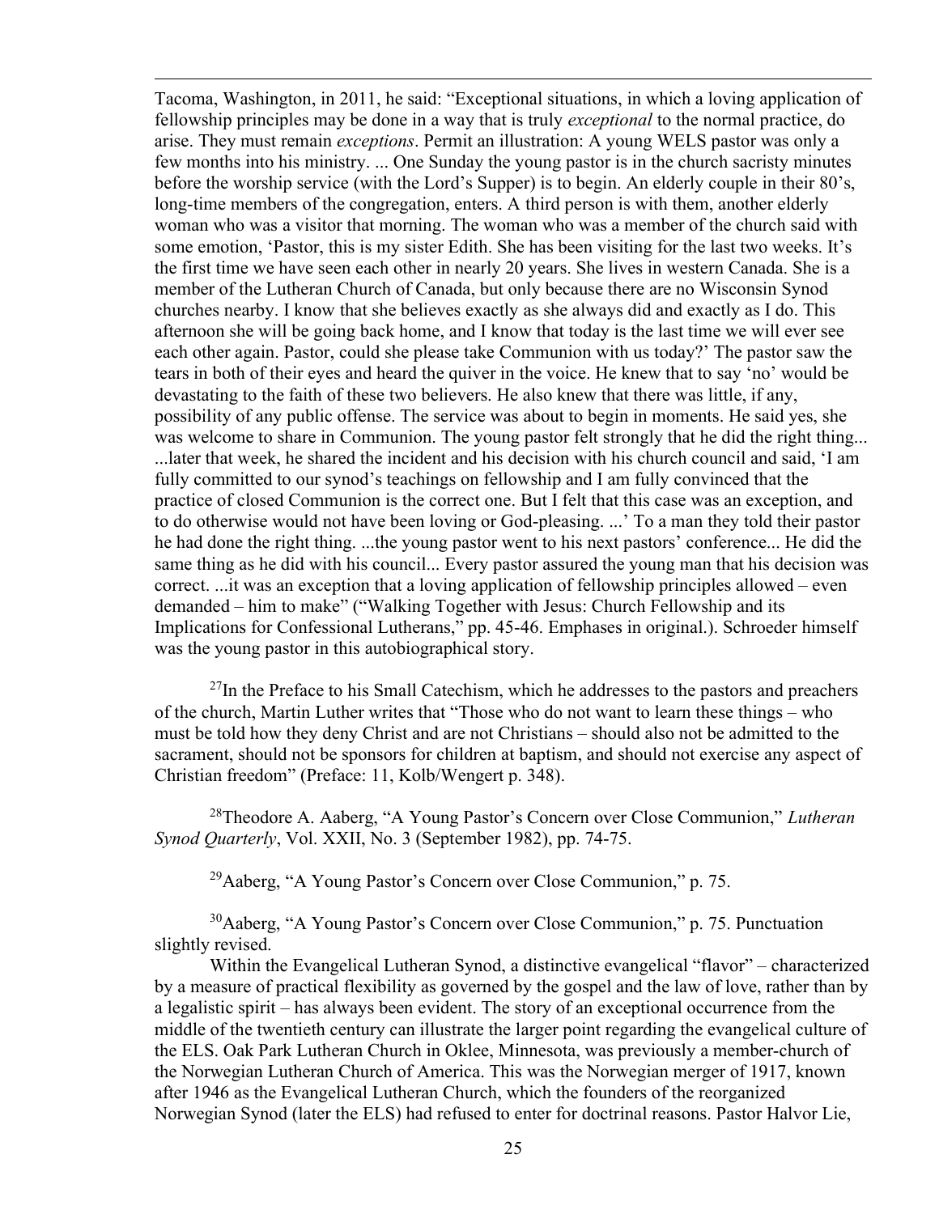Tacoma, Washington, in 2011, he said: "Exceptional situations, in which a loving application of fellowship principles may be done in a way that is truly *exceptional* to the normal practice, do arise. They must remain *exceptions*. Permit an illustration: A young WELS pastor was only a few months into his ministry. ... One Sunday the young pastor is in the church sacristy minutes before the worship service (with the Lord's Supper) is to begin. An elderly couple in their 80's, long-time members of the congregation, enters. A third person is with them, another elderly woman who was a visitor that morning. The woman who was a member of the church said with some emotion, 'Pastor, this is my sister Edith. She has been visiting for the last two weeks. It's the first time we have seen each other in nearly 20 years. She lives in western Canada. She is a member of the Lutheran Church of Canada, but only because there are no Wisconsin Synod churches nearby. I know that she believes exactly as she always did and exactly as I do. This afternoon she will be going back home, and I know that today is the last time we will ever see each other again. Pastor, could she please take Communion with us today?' The pastor saw the tears in both of their eyes and heard the quiver in the voice. He knew that to say 'no' would be devastating to the faith of these two believers. He also knew that there was little, if any, possibility of any public offense. The service was about to begin in moments. He said yes, she was welcome to share in Communion. The young pastor felt strongly that he did the right thing... ...later that week, he shared the incident and his decision with his church council and said, 'I am fully committed to our synod's teachings on fellowship and I am fully convinced that the practice of closed Communion is the correct one. But I felt that this case was an exception, and to do otherwise would not have been loving or God-pleasing. ...' To a man they told their pastor he had done the right thing. ...the young pastor went to his next pastors' conference... He did the same thing as he did with his council... Every pastor assured the young man that his decision was correct. ...it was an exception that a loving application of fellowship principles allowed – even demanded – him to make" ("Walking Together with Jesus: Church Fellowship and its Implications for Confessional Lutherans," pp. 45-46. Emphases in original.). Schroeder himself was the young pastor in this autobiographical story.

[27]In the Preface to his Small Catechism, which he addresses to the pastors and preachers of the church, Martin Luther writes that "Those who do not want to learn these things – who must be told how they deny Christ and are not Christians – should also not be admitted to the sacrament, should not be sponsors for children at baptism, and should not exercise any aspect of Christian freedom" (Preface: 11, Kolb/Wengert p. 348).

[28]Theodore A. Aaberg, "A Young Pastor's Concern over Close Communion," *Lutheran Synod Quarterly*, Vol. XXII, No. 3 (September 1982), pp. 74-75.

[29]Aaberg, "A Young Pastor's Concern over Close Communion," p. 75.

[30]Aaberg, "A Young Pastor's Concern over Close Communion," p. 75. Punctuation slightly revised.

Within the Evangelical Lutheran Synod, a distinctive evangelical "flavor" – characterized by a measure of practical flexibility as governed by the gospel and the law of love, rather than by a legalistic spirit – has always been evident. The story of an exceptional occurrence from the middle of the twentieth century can illustrate the larger point regarding the evangelical culture of the ELS. Oak Park Lutheran Church in Oklee, Minnesota, was previously a member-church of the Norwegian Lutheran Church of America. This was the Norwegian merger of 1917, known after 1946 as the Evangelical Lutheran Church, which the founders of the reorganized Norwegian Synod (later the ELS) had refused to enter for doctrinal reasons. Pastor Halvor Lie,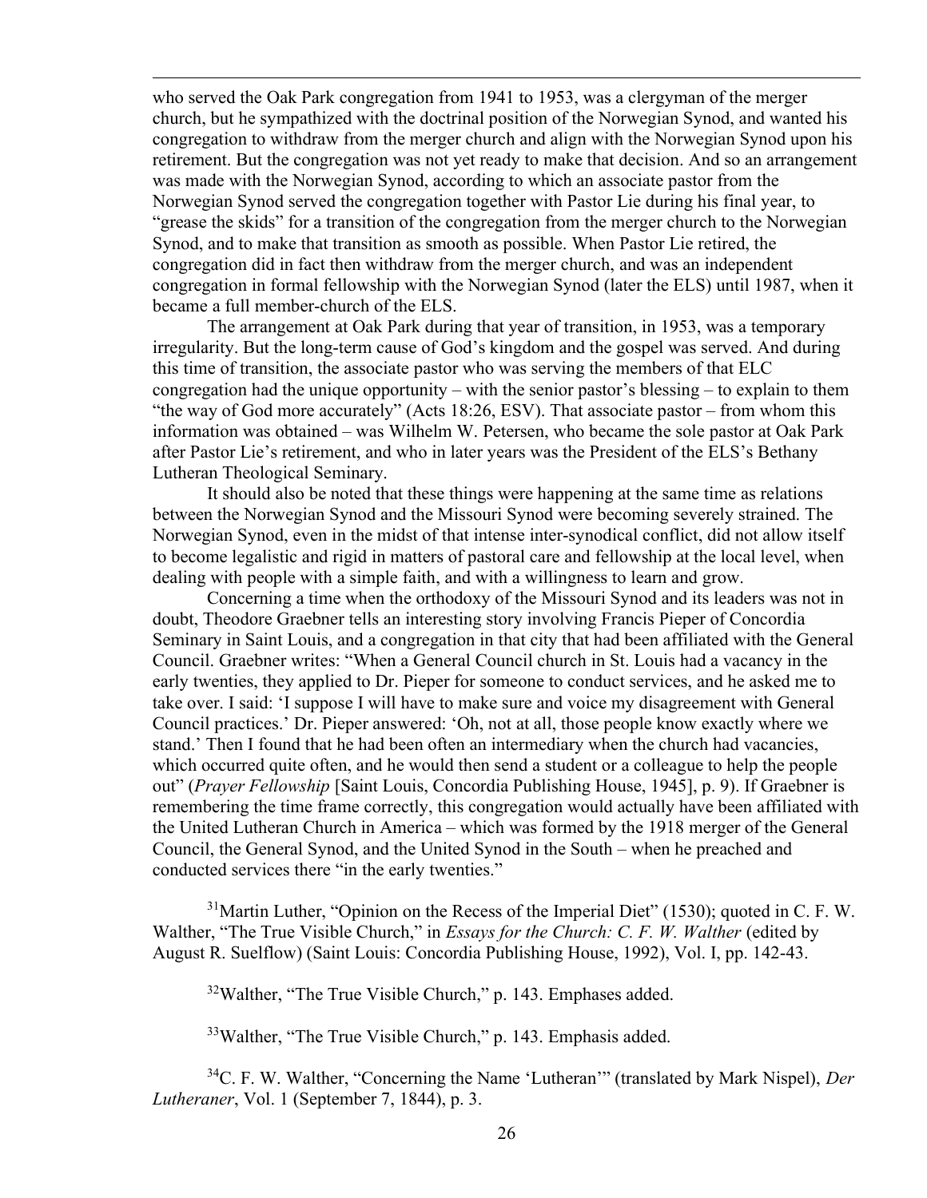who served the Oak Park congregation from 1941 to 1953, was a clergyman of the merger church, but he sympathized with the doctrinal position of the Norwegian Synod, and wanted his congregation to withdraw from the merger church and align with the Norwegian Synod upon his retirement. But the congregation was not yet ready to make that decision. And so an arrangement was made with the Norwegian Synod, according to which an associate pastor from the Norwegian Synod served the congregation together with Pastor Lie during his final year, to "grease the skids" for a transition of the congregation from the merger church to the Norwegian Synod, and to make that transition as smooth as possible. When Pastor Lie retired, the congregation did in fact then withdraw from the merger church, and was an independent congregation in formal fellowship with the Norwegian Synod (later the ELS) until 1987, when it became a full member-church of the ELS.

The arrangement at Oak Park during that year of transition, in 1953, was a temporary irregularity. But the long-term cause of God's kingdom and the gospel was served. And during this time of transition, the associate pastor who was serving the members of that ELC congregation had the unique opportunity – with the senior pastor's blessing – to explain to them "the way of God more accurately" (Acts 18:26, ESV). That associate pastor – from whom this information was obtained – was Wilhelm W. Petersen, who became the sole pastor at Oak Park after Pastor Lie's retirement, and who in later years was the President of the ELS's Bethany Lutheran Theological Seminary.

It should also be noted that these things were happening at the same time as relations between the Norwegian Synod and the Missouri Synod were becoming severely strained. The Norwegian Synod, even in the midst of that intense inter-synodical conflict, did not allow itself to become legalistic and rigid in matters of pastoral care and fellowship at the local level, when dealing with people with a simple faith, and with a willingness to learn and grow.

Concerning a time when the orthodoxy of the Missouri Synod and its leaders was not in doubt, Theodore Graebner tells an interesting story involving Francis Pieper of Concordia Seminary in Saint Louis, and a congregation in that city that had been affiliated with the General Council. Graebner writes: "When a General Council church in St. Louis had a vacancy in the early twenties, they applied to Dr. Pieper for someone to conduct services, and he asked me to take over. I said: 'I suppose I will have to make sure and voice my disagreement with General Council practices.' Dr. Pieper answered: 'Oh, not at all, those people know exactly where we stand.' Then I found that he had been often an intermediary when the church had vacancies, which occurred quite often, and he would then send a student or a colleague to help the people out" (*Prayer Fellowship* [Saint Louis, Concordia Publishing House, 1945], p. 9). If Graebner is remembering the time frame correctly, this congregation would actually have been affiliated with the United Lutheran Church in America – which was formed by the 1918 merger of the General Council, the General Synod, and the United Synod in the South – when he preached and conducted services there "in the early twenties."

[31]Martin Luther, "Opinion on the Recess of the Imperial Diet" (1530); quoted in C. F. W. Walther, "The True Visible Church," in *Essays for the Church: C. F. W. Walther* (edited by August R. Suelflow) (Saint Louis: Concordia Publishing House, 1992), Vol. I, pp. 142-43.

[32]Walther, "The True Visible Church," p. 143. Emphases added.

[33]Walther, "The True Visible Church," p. 143. Emphasis added.

[34]C. F. W. Walther, "Concerning the Name 'Lutheran'" (translated by Mark Nispel), *Der Lutheraner*, Vol. 1 (September 7, 1844), p. 3.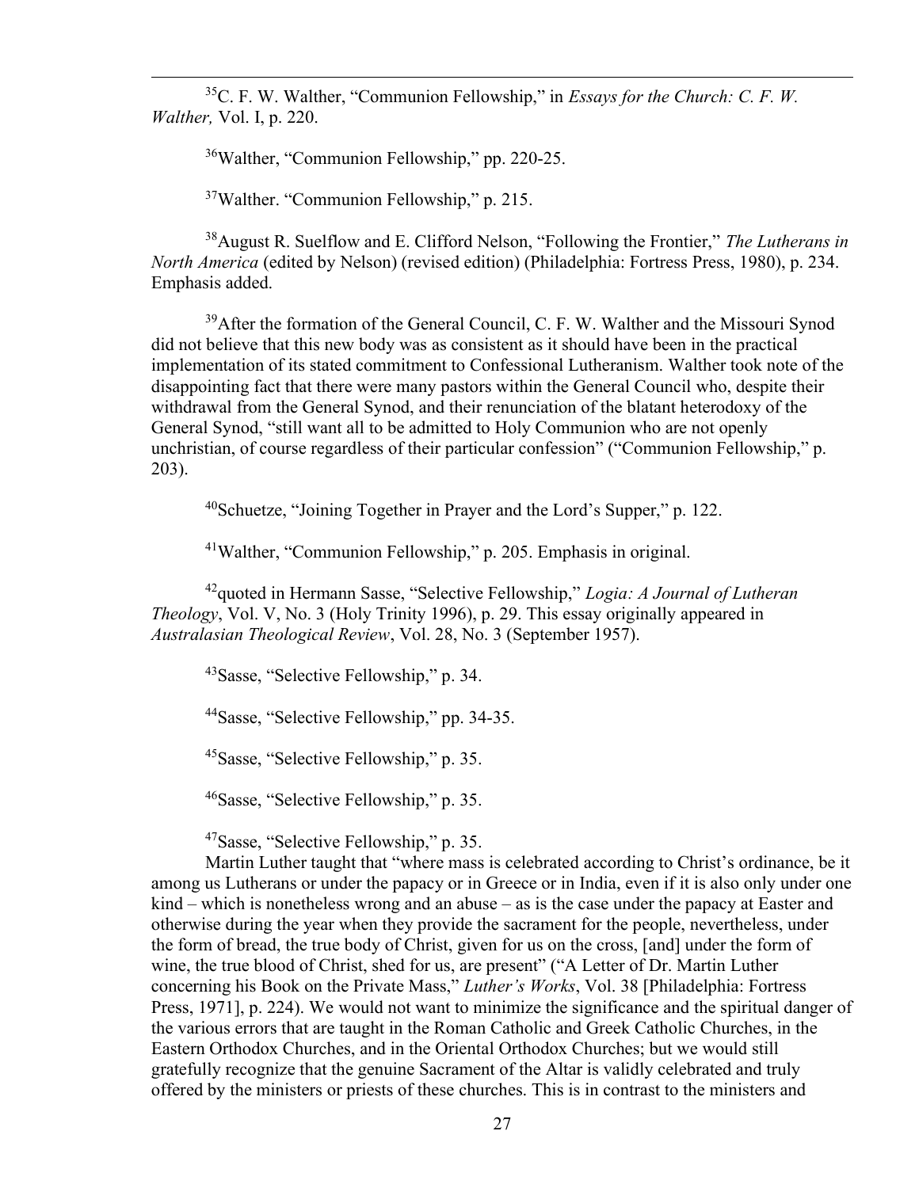[35]C. F. W. Walther, "Communion Fellowship," in *Essays for the Church: C. F. W. Walther,* Vol. I, p. 220.

[36]Walther, "Communion Fellowship," pp. 220-25.

[37]Walther. "Communion Fellowship," p. 215.

[38]August R. Suelflow and E. Clifford Nelson, "Following the Frontier," *The Lutherans in North America* (edited by Nelson) (revised edition) (Philadelphia: Fortress Press, 1980), p. 234. Emphasis added.

[39]After the formation of the General Council, C. F. W. Walther and the Missouri Synod did not believe that this new body was as consistent as it should have been in the practical implementation of its stated commitment to Confessional Lutheranism. Walther took note of the disappointing fact that there were many pastors within the General Council who, despite their withdrawal from the General Synod, and their renunciation of the blatant heterodoxy of the General Synod, "still want all to be admitted to Holy Communion who are not openly unchristian, of course regardless of their particular confession" ("Communion Fellowship," p. 203).

[40]Schuetze, "Joining Together in Prayer and the Lord's Supper," p. 122.

[41]Walther, "Communion Fellowship," p. 205. Emphasis in original.

[42]quoted in Hermann Sasse, "Selective Fellowship," *Logia: A Journal of Lutheran Theology*, Vol. V, No. 3 (Holy Trinity 1996), p. 29. This essay originally appeared in *Australasian Theological Review*, Vol. 28, No. 3 (September 1957).

[43]Sasse, "Selective Fellowship," p. 34.

[44]Sasse, "Selective Fellowship," pp. 34-35.

[45]Sasse, "Selective Fellowship," p. 35.

[46]Sasse, "Selective Fellowship," p. 35.

[47]Sasse, "Selective Fellowship," p. 35.

Martin Luther taught that "where mass is celebrated according to Christ's ordinance, be it among us Lutherans or under the papacy or in Greece or in India, even if it is also only under one kind – which is nonetheless wrong and an abuse – as is the case under the papacy at Easter and otherwise during the year when they provide the sacrament for the people, nevertheless, under the form of bread, the true body of Christ, given for us on the cross, [and] under the form of wine, the true blood of Christ, shed for us, are present" ("A Letter of Dr. Martin Luther concerning his Book on the Private Mass," *Luther's Works*, Vol. 38 [Philadelphia: Fortress Press, 1971], p. 224). We would not want to minimize the significance and the spiritual danger of the various errors that are taught in the Roman Catholic and Greek Catholic Churches, in the Eastern Orthodox Churches, and in the Oriental Orthodox Churches; but we would still gratefully recognize that the genuine Sacrament of the Altar is validly celebrated and truly offered by the ministers or priests of these churches. This is in contrast to the ministers and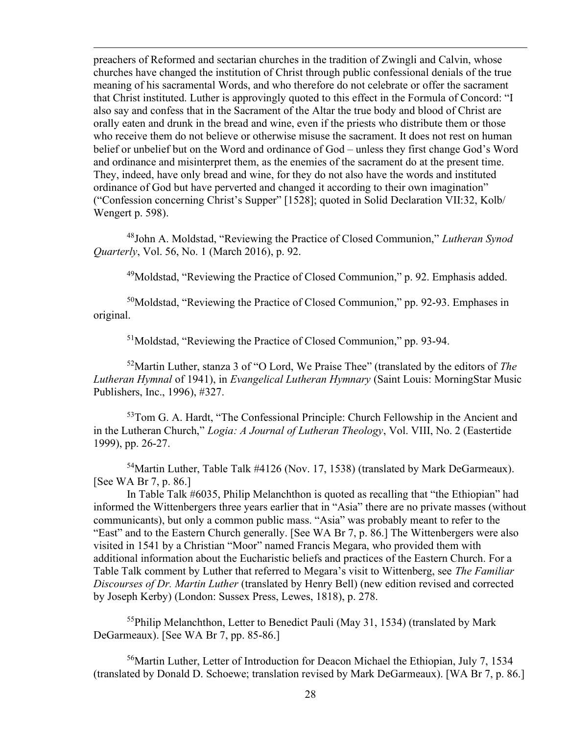preachers of Reformed and sectarian churches in the tradition of Zwingli and Calvin, whose churches have changed the institution of Christ through public confessional denials of the true meaning of his sacramental Words, and who therefore do not celebrate or offer the sacrament that Christ instituted. Luther is approvingly quoted to this effect in the Formula of Concord: "I also say and confess that in the Sacrament of the Altar the true body and blood of Christ are orally eaten and drunk in the bread and wine, even if the priests who distribute them or those who receive them do not believe or otherwise misuse the sacrament. It does not rest on human belief or unbelief but on the Word and ordinance of God – unless they first change God's Word and ordinance and misinterpret them, as the enemies of the sacrament do at the present time. They, indeed, have only bread and wine, for they do not also have the words and instituted ordinance of God but have perverted and changed it according to their own imagination" ("Confession concerning Christ's Supper" [1528]; quoted in Solid Declaration VII:32, Kolb/ Wengert p. 598).

[48]John A. Moldstad, "Reviewing the Practice of Closed Communion," *Lutheran Synod Quarterly*, Vol. 56, No. 1 (March 2016), p. 92.

[49]Moldstad, "Reviewing the Practice of Closed Communion," p. 92. Emphasis added.

[50]Moldstad, "Reviewing the Practice of Closed Communion," pp. 92-93. Emphases in original.

[51]Moldstad, "Reviewing the Practice of Closed Communion," pp. 93-94.

[52]Martin Luther, stanza 3 of "O Lord, We Praise Thee" (translated by the editors of *The Lutheran Hymnal* of 1941), in *Evangelical Lutheran Hymnary* (Saint Louis: MorningStar Music Publishers, Inc., 1996), #327.

[53]Tom G. A. Hardt, "The Confessional Principle: Church Fellowship in the Ancient and in the Lutheran Church," *Logia: A Journal of Lutheran Theology*, Vol. VIII, No. 2 (Eastertide 1999), pp. 26-27.

[54]Martin Luther, Table Talk #4126 (Nov. 17, 1538) (translated by Mark DeGarmeaux). [See WA Br 7, p. 86.]

In Table Talk #6035, Philip Melanchthon is quoted as recalling that "the Ethiopian" had informed the Wittenbergers three years earlier that in "Asia" there are no private masses (without communicants), but only a common public mass. "Asia" was probably meant to refer to the "East" and to the Eastern Church generally. [See WA Br 7, p. 86.] The Wittenbergers were also visited in 1541 by a Christian "Moor" named Francis Megara, who provided them with additional information about the Eucharistic beliefs and practices of the Eastern Church. For a Table Talk comment by Luther that referred to Megara's visit to Wittenberg, see *The Familiar Discourses of Dr. Martin Luther* (translated by Henry Bell) (new edition revised and corrected by Joseph Kerby) (London: Sussex Press, Lewes, 1818), p. 278.

[55]Philip Melanchthon, Letter to Benedict Pauli (May 31, 1534) (translated by Mark DeGarmeaux). [See WA Br 7, pp. 85-86.]

[56]Martin Luther, Letter of Introduction for Deacon Michael the Ethiopian, July 7, 1534 (translated by Donald D. Schoewe; translation revised by Mark DeGarmeaux). [WA Br 7, p. 86.]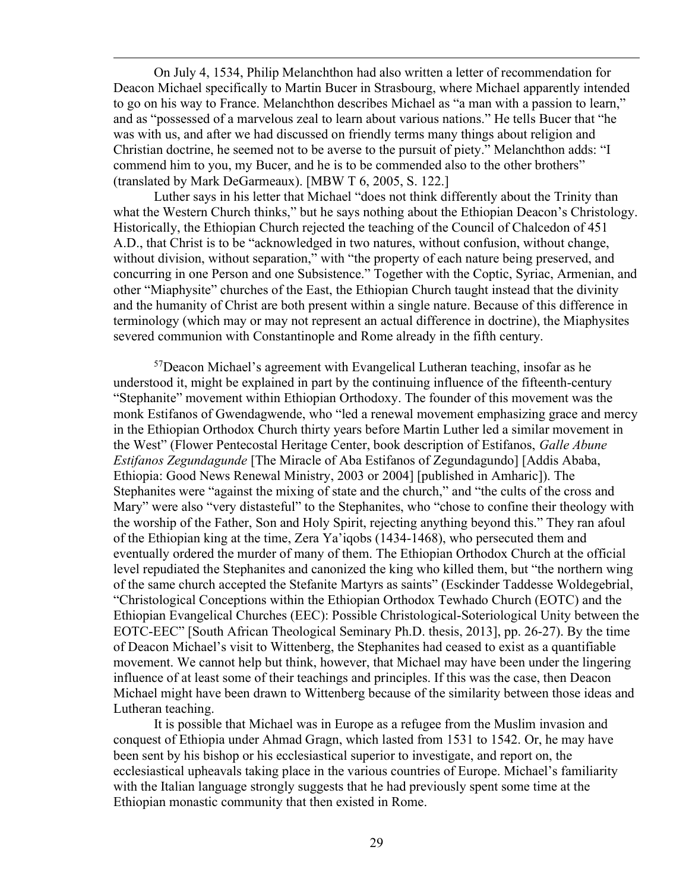On July 4, 1534, Philip Melanchthon had also written a letter of recommendation for Deacon Michael specifically to Martin Bucer in Strasbourg, where Michael apparently intended to go on his way to France. Melanchthon describes Michael as "a man with a passion to learn," and as "possessed of a marvelous zeal to learn about various nations." He tells Bucer that "he was with us, and after we had discussed on friendly terms many things about religion and Christian doctrine, he seemed not to be averse to the pursuit of piety." Melanchthon adds: "I commend him to you, my Bucer, and he is to be commended also to the other brothers" (translated by Mark DeGarmeaux). [MBW T 6, 2005, S. 122.]

Luther says in his letter that Michael "does not think differently about the Trinity than what the Western Church thinks," but he says nothing about the Ethiopian Deacon's Christology. Historically, the Ethiopian Church rejected the teaching of the Council of Chalcedon of 451 A.D., that Christ is to be "acknowledged in two natures, without confusion, without change, without division, without separation," with "the property of each nature being preserved, and concurring in one Person and one Subsistence." Together with the Coptic, Syriac, Armenian, and other "Miaphysite" churches of the East, the Ethiopian Church taught instead that the divinity and the humanity of Christ are both present within a single nature. Because of this difference in terminology (which may or may not represent an actual difference in doctrine), the Miaphysites severed communion with Constantinople and Rome already in the fifth century.

[57]Deacon Michael's agreement with Evangelical Lutheran teaching, insofar as he understood it, might be explained in part by the continuing influence of the fifteenth-century "Stephanite" movement within Ethiopian Orthodoxy. The founder of this movement was the monk Estifanos of Gwendagwende, who "led a renewal movement emphasizing grace and mercy in the Ethiopian Orthodox Church thirty years before Martin Luther led a similar movement in the West" (Flower Pentecostal Heritage Center, book description of Estifanos, *Galle Abune Estifanos Zegundagunde* [The Miracle of Aba Estifanos of Zegundagundo] [Addis Ababa, Ethiopia: Good News Renewal Ministry, 2003 or 2004] [published in Amharic]). The Stephanites were "against the mixing of state and the church," and "the cults of the cross and Mary" were also "very distasteful" to the Stephanites, who "chose to confine their theology with the worship of the Father, Son and Holy Spirit, rejecting anything beyond this." They ran afoul of the Ethiopian king at the time, Zera Ya'iqobs (1434-1468), who persecuted them and eventually ordered the murder of many of them. The Ethiopian Orthodox Church at the official level repudiated the Stephanites and canonized the king who killed them, but "the northern wing of the same church accepted the Stefanite Martyrs as saints" (Esckinder Taddesse Woldegebrial, "Christological Conceptions within the Ethiopian Orthodox Tewhado Church (EOTC) and the Ethiopian Evangelical Churches (EEC): Possible Christological-Soteriological Unity between the EOTC-EEC" [South African Theological Seminary Ph.D. thesis, 2013], pp. 26-27). By the time of Deacon Michael's visit to Wittenberg, the Stephanites had ceased to exist as a quantifiable movement. We cannot help but think, however, that Michael may have been under the lingering influence of at least some of their teachings and principles. If this was the case, then Deacon Michael might have been drawn to Wittenberg because of the similarity between those ideas and Lutheran teaching.

It is possible that Michael was in Europe as a refugee from the Muslim invasion and conquest of Ethiopia under Ahmad Gragn, which lasted from 1531 to 1542. Or, he may have been sent by his bishop or his ecclesiastical superior to investigate, and report on, the ecclesiastical upheavals taking place in the various countries of Europe. Michael's familiarity with the Italian language strongly suggests that he had previously spent some time at the Ethiopian monastic community that then existed in Rome.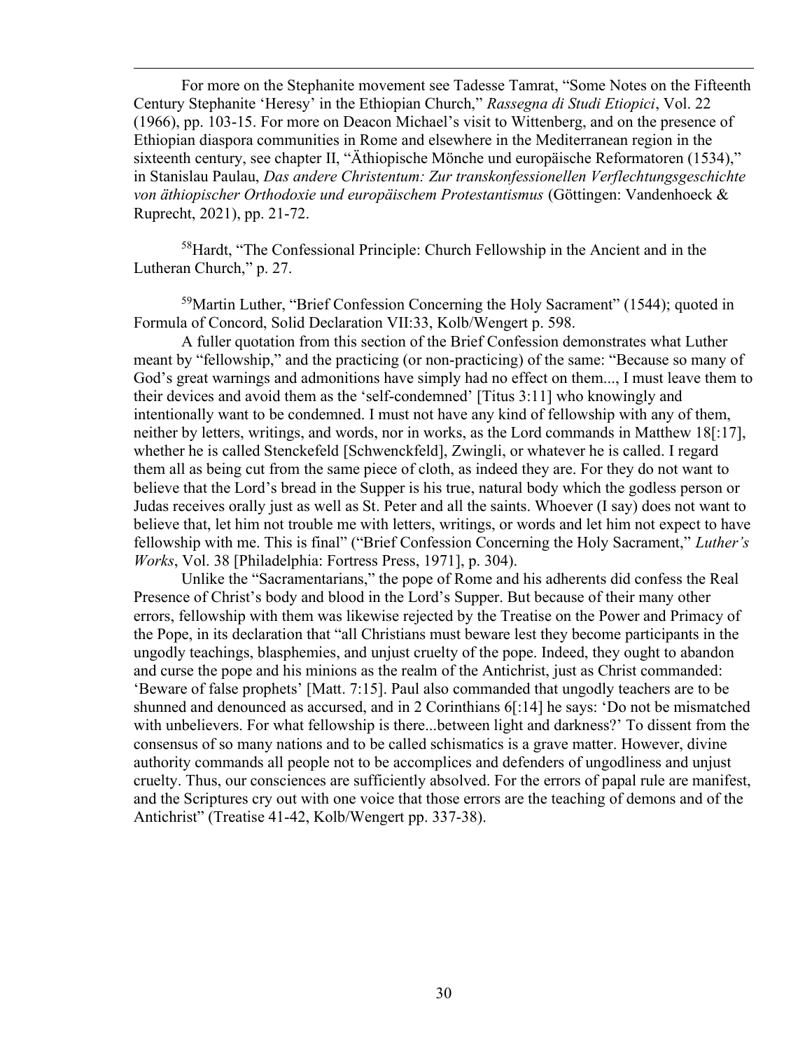For more on the Stephanite movement see Tadesse Tamrat, "Some Notes on the Fifteenth Century Stephanite 'Heresy' in the Ethiopian Church," *Rassegna di Studi Etiopici*, Vol. 22 (1966), pp. 103-15. For more on Deacon Michael's visit to Wittenberg, and on the presence of Ethiopian diaspora communities in Rome and elsewhere in the Mediterranean region in the sixteenth century, see chapter II, "Äthiopische Mönche und europäische Reformatoren (1534)," in Stanislau Paulau, *Das andere Christentum: Zur transkonfessionellen Verflechtungsgeschichte von äthiopischer Orthodoxie und europäischem Protestantismus* (Göttingen: Vandenhoeck & Ruprecht, 2021), pp. 21-72.

[58]Hardt, "The Confessional Principle: Church Fellowship in the Ancient and in the Lutheran Church," p. 27.

[59]Martin Luther, "Brief Confession Concerning the Holy Sacrament" (1544); quoted in Formula of Concord, Solid Declaration VII:33, Kolb/Wengert p. 598.

A fuller quotation from this section of the Brief Confession demonstrates what Luther meant by "fellowship," and the practicing (or non-practicing) of the same: "Because so many of God's great warnings and admonitions have simply had no effect on them..., I must leave them to their devices and avoid them as the 'self-condemned' [Titus 3:11] who knowingly and intentionally want to be condemned. I must not have any kind of fellowship with any of them, neither by letters, writings, and words, nor in works, as the Lord commands in Matthew 18[:17], whether he is called Stenckefeld [Schwenckfeld], Zwingli, or whatever he is called. I regard them all as being cut from the same piece of cloth, as indeed they are. For they do not want to believe that the Lord's bread in the Supper is his true, natural body which the godless person or Judas receives orally just as well as St. Peter and all the saints. Whoever (I say) does not want to believe that, let him not trouble me with letters, writings, or words and let him not expect to have fellowship with me. This is final" ("Brief Confession Concerning the Holy Sacrament," *Luther's Works*, Vol. 38 [Philadelphia: Fortress Press, 1971], p. 304).

Unlike the "Sacramentarians," the pope of Rome and his adherents did confess the Real Presence of Christ's body and blood in the Lord's Supper. But because of their many other errors, fellowship with them was likewise rejected by the Treatise on the Power and Primacy of the Pope, in its declaration that "all Christians must beware lest they become participants in the ungodly teachings, blasphemies, and unjust cruelty of the pope. Indeed, they ought to abandon and curse the pope and his minions as the realm of the Antichrist, just as Christ commanded: 'Beware of false prophets' [Matt. 7:15]. Paul also commanded that ungodly teachers are to be shunned and denounced as accursed, and in 2 Corinthians 6[:14] he says: 'Do not be mismatched with unbelievers. For what fellowship is there...between light and darkness?' To dissent from the consensus of so many nations and to be called schismatics is a grave matter. However, divine authority commands all people not to be accomplices and defenders of ungodliness and unjust cruelty. Thus, our consciences are sufficiently absolved. For the errors of papal rule are manifest, and the Scriptures cry out with one voice that those errors are the teaching of demons and of the Antichrist" (Treatise 41-42, Kolb/Wengert pp. 337-38).